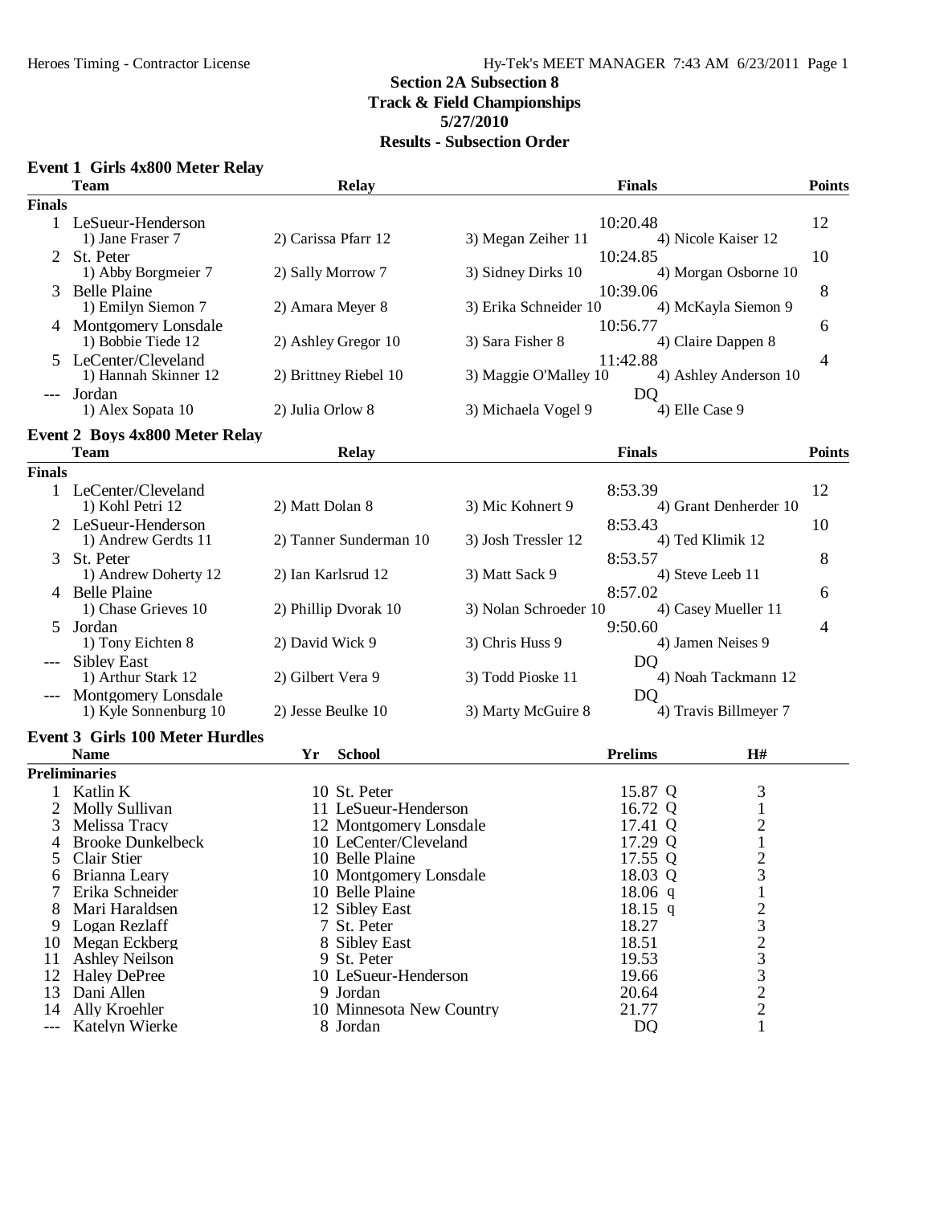## Section 2A Subsection 8
## Track & Field Championships
## 5/27/2010
## Results - Subsection Order

### Event 1 Girls 4x800 Meter Relay

| | Team | Relay | | Finals | Points |
|---|---|---|---|---|---|
| **Finals** | | | | | |
| 1 | LeSueur-Henderson | | | 10:20.48 | 12 |
| | 1) Jane Fraser 7 | 2) Carissa Pfarr 12 | 3) Megan Zeiher 11 | 4) Nicole Kaiser 12 | |
| 2 | St. Peter | | | 10:24.85 | 10 |
| | 1) Abby Borgmeier 7 | 2) Sally Morrow 7 | 3) Sidney Dirks 10 | 4) Morgan Osborne 10 | |
| 3 | Belle Plaine | | | 10:39.06 | 8 |
| | 1) Emilyn Siemon 7 | 2) Amara Meyer 8 | 3) Erika Schneider 10 | 4) McKayla Siemon 9 | |
| 4 | Montgomery Lonsdale | | | 10:56.77 | 6 |
| | 1) Bobbie Tiede 12 | 2) Ashley Gregor 10 | 3) Sara Fisher 8 | 4) Claire Dappen 8 | |
| 5 | LeCenter/Cleveland | | | 11:42.88 | 4 |
| | 1) Hannah Skinner 12 | 2) Brittney Riebel 10 | 3) Maggie O'Malley 10 | 4) Ashley Anderson 10 | |
| --- | Jordan | | | DQ | |
| | 1) Alex Sopata 10 | 2) Julia Orlow 8 | 3) Michaela Vogel 9 | 4) Elle Case 9 | |

### Event 2 Boys 4x800 Meter Relay

| | Team | Relay | | Finals | Points |
|---|---|---|---|---|---|
| **Finals** | | | | | |
| 1 | LeCenter/Cleveland | | | 8:53.39 | 12 |
| | 1) Kohl Petri 12 | 2) Matt Dolan 8 | 3) Mic Kohnert 9 | 4) Grant Denherder 10 | |
| 2 | LeSueur-Henderson | | | 8:53.43 | 10 |
| | 1) Andrew Gerdts 11 | 2) Tanner Sunderman 10 | 3) Josh Tressler 12 | 4) Ted Klimik 12 | |
| 3 | St. Peter | | | 8:53.57 | 8 |
| | 1) Andrew Doherty 12 | 2) Ian Karlsrud 12 | 3) Matt Sack 9 | 4) Steve Leeb 11 | |
| 4 | Belle Plaine | | | 8:57.02 | 6 |
| | 1) Chase Grieves 10 | 2) Phillip Dvorak 10 | 3) Nolan Schroeder 10 | 4) Casey Mueller 11 | |
| 5 | Jordan | | | 9:50.60 | 4 |
| | 1) Tony Eichten 8 | 2) David Wick 9 | 3) Chris Huss 9 | 4) Jamen Neises 9 | |
| --- | Sibley East | | | DQ | |
| | 1) Arthur Stark 12 | 2) Gilbert Vera 9 | 3) Todd Pioske 11 | 4) Noah Tackmann 12 | |
| --- | Montgomery Lonsdale | | | DQ | |
| | 1) Kyle Sonnenburg 10 | 2) Jesse Beulke 10 | 3) Marty McGuire 8 | 4) Travis Billmeyer 7 | |

### Event 3 Girls 100 Meter Hurdles

| | Name | Yr | School | Prelims | H# |
|---|---|---|---|---|---|
| **Preliminaries** | | | | | |
| 1 | Katlin K | 10 | St. Peter | 15.87 Q | 3 |
| 2 | Molly Sullivan | 11 | LeSueur-Henderson | 16.72 Q | 1 |
| 3 | Melissa Tracy | 12 | Montgomery Lonsdale | 17.41 Q | 2 |
| 4 | Brooke Dunkelbeck | 10 | LeCenter/Cleveland | 17.29 Q | 1 |
| 5 | Clair Stier | 10 | Belle Plaine | 17.55 Q | 2 |
| 6 | Brianna Leary | 10 | Montgomery Lonsdale | 18.03 Q | 3 |
| 7 | Erika Schneider | 10 | Belle Plaine | 18.06 q | 1 |
| 8 | Mari Haraldsen | 12 | Sibley East | 18.15 q | 2 |
| 9 | Logan Rezlaff | 7 | St. Peter | 18.27 | 3 |
| 10 | Megan Eckberg | 8 | Sibley East | 18.51 | 2 |
| 11 | Ashley Neilson | 9 | St. Peter | 19.53 | 3 |
| 12 | Haley DePree | 10 | LeSueur-Henderson | 19.66 | 3 |
| 13 | Dani Allen | 9 | Jordan | 20.64 | 2 |
| 14 | Ally Kroehler | 10 | Minnesota New Country | 21.77 | 2 |
| --- | Katelyn Wierke | 8 | Jordan | DQ | 1 |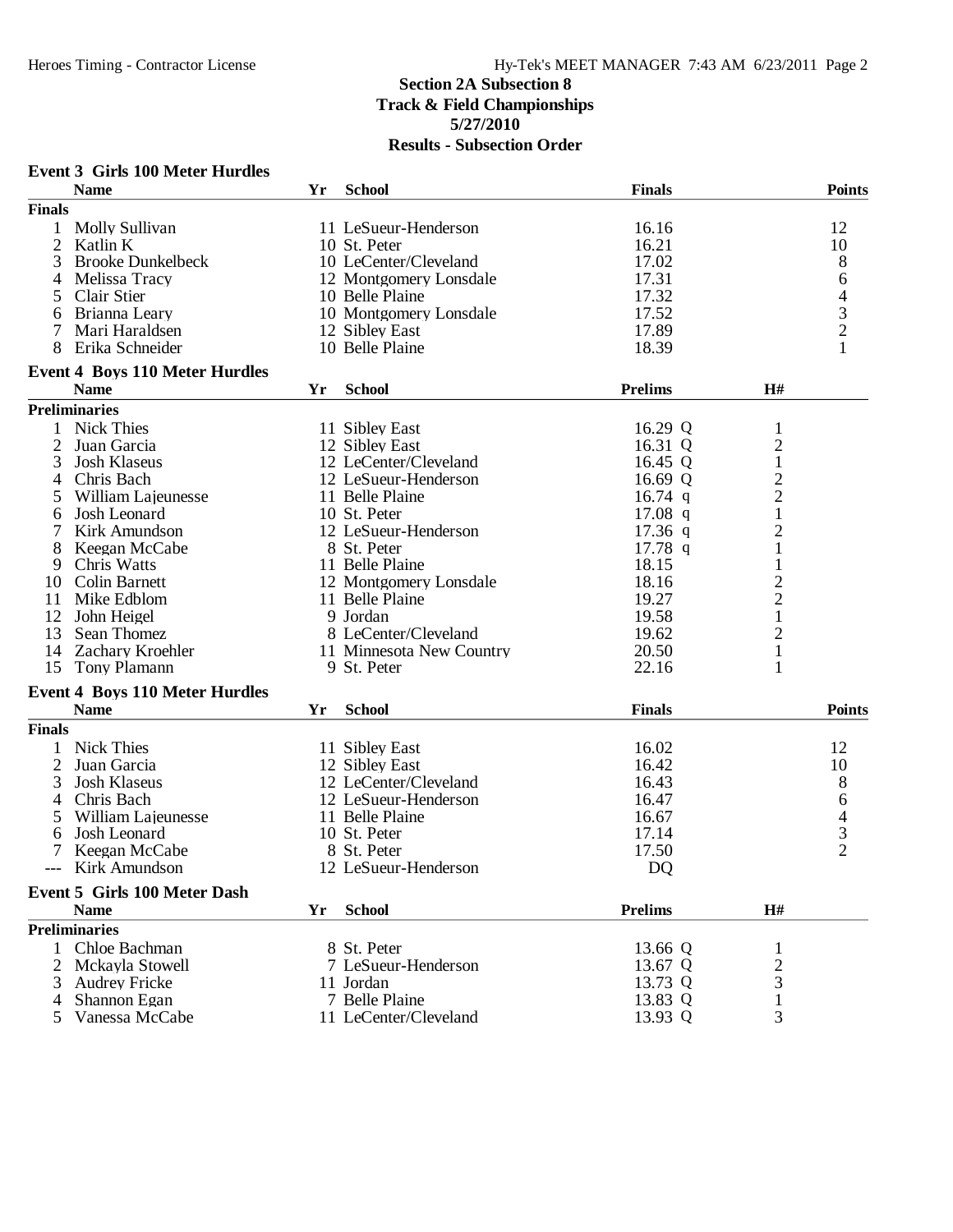## Section 2A Subsection 8
## Track & Field Championships
## 5/27/2010
## Results - Subsection Order

### Event 3 Girls 100 Meter Hurdles

| | Name | Yr | School | Finals | Points |
|---|---|---|---|---|---|
| **Finals** | | | | | |
| 1 | Molly Sullivan | 11 | LeSueur-Henderson | 16.16 | 12 |
| 2 | Katlin K | 10 | St. Peter | 16.21 | 10 |
| 3 | Brooke Dunkelbeck | 10 | LeCenter/Cleveland | 17.02 | 8 |
| 4 | Melissa Tracy | 12 | Montgomery Lonsdale | 17.31 | 6 |
| 5 | Clair Stier | 10 | Belle Plaine | 17.32 | 4 |
| 6 | Brianna Leary | 10 | Montgomery Lonsdale | 17.52 | 3 |
| 7 | Mari Haraldsen | 12 | Sibley East | 17.89 | 2 |
| 8 | Erika Schneider | 10 | Belle Plaine | 18.39 | 1 |

### Event 4 Boys 110 Meter Hurdles

| | Name | Yr | School | Prelims | H# |
|---|---|---|---|---|---|
| **Preliminaries** | | | | | |
| 1 | Nick Thies | 11 | Sibley East | 16.29 Q | 1 |
| 2 | Juan Garcia | 12 | Sibley East | 16.31 Q | 2 |
| 3 | Josh Klaseus | 12 | LeCenter/Cleveland | 16.45 Q | 1 |
| 4 | Chris Bach | 12 | LeSueur-Henderson | 16.69 Q | 2 |
| 5 | William Lajeunesse | 11 | Belle Plaine | 16.74 q | 2 |
| 6 | Josh Leonard | 10 | St. Peter | 17.08 q | 1 |
| 7 | Kirk Amundson | 12 | LeSueur-Henderson | 17.36 q | 2 |
| 8 | Keegan McCabe | 8 | St. Peter | 17.78 q | 1 |
| 9 | Chris Watts | 11 | Belle Plaine | 18.15 | 1 |
| 10 | Colin Barnett | 12 | Montgomery Lonsdale | 18.16 | 2 |
| 11 | Mike Edblom | 11 | Belle Plaine | 19.27 | 2 |
| 12 | John Heigel | 9 | Jordan | 19.58 | 1 |
| 13 | Sean Thomez | 8 | LeCenter/Cleveland | 19.62 | 2 |
| 14 | Zachary Kroehler | 11 | Minnesota New Country | 20.50 | 1 |
| 15 | Tony Plamann | 9 | St. Peter | 22.16 | 1 |

### Event 4 Boys 110 Meter Hurdles

| | Name | Yr | School | Finals | Points |
|---|---|---|---|---|---|
| **Finals** | | | | | |
| 1 | Nick Thies | 11 | Sibley East | 16.02 | 12 |
| 2 | Juan Garcia | 12 | Sibley East | 16.42 | 10 |
| 3 | Josh Klaseus | 12 | LeCenter/Cleveland | 16.43 | 8 |
| 4 | Chris Bach | 12 | LeSueur-Henderson | 16.47 | 6 |
| 5 | William Lajeunesse | 11 | Belle Plaine | 16.67 | 4 |
| 6 | Josh Leonard | 10 | St. Peter | 17.14 | 3 |
| 7 | Keegan McCabe | 8 | St. Peter | 17.50 | 2 |
| --- | Kirk Amundson | 12 | LeSueur-Henderson | DQ | |

### Event 5 Girls 100 Meter Dash

| | Name | Yr | School | Prelims | H# |
|---|---|---|---|---|---|
| **Preliminaries** | | | | | |
| 1 | Chloe Bachman | 8 | St. Peter | 13.66 Q | 1 |
| 2 | Mckayla Stowell | 7 | LeSueur-Henderson | 13.67 Q | 2 |
| 3 | Audrey Fricke | 11 | Jordan | 13.73 Q | 3 |
| 4 | Shannon Egan | 7 | Belle Plaine | 13.83 Q | 1 |
| 5 | Vanessa McCabe | 11 | LeCenter/Cleveland | 13.93 Q | 3 |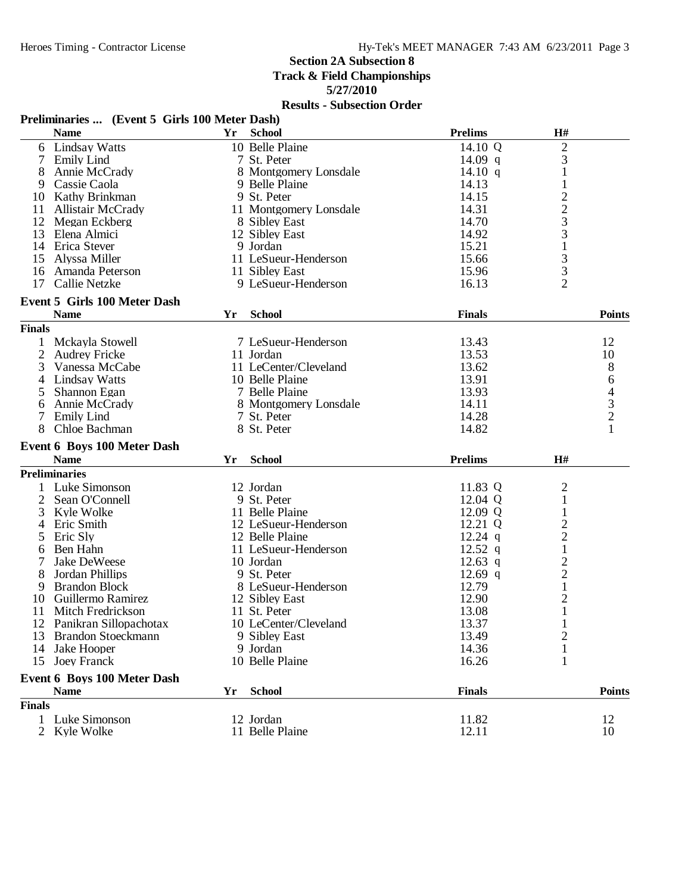**Section 2A Subsection 8**
**Track & Field Championships**
**5/27/2010**
**Results - Subsection Order**

**Preliminaries ... (Event 5 Girls 100 Meter Dash)**

| | Name | Yr | School | Prelims | | H# |
|---|---|---|---|---|---|---|
| 6 | Lindsay Watts | 10 | Belle Plaine | 14.10 | Q | 2 |
| 7 | Emily Lind | 7 | St. Peter | 14.09 | q | 3 |
| 8 | Annie McCrady | 8 | Montgomery Lonsdale | 14.10 | q | 1 |
| 9 | Cassie Caola | 9 | Belle Plaine | 14.13 | | 1 |
| 10 | Kathy Brinkman | 9 | St. Peter | 14.15 | | 2 |
| 11 | Allistair McCrady | 11 | Montgomery Lonsdale | 14.31 | | 2 |
| 12 | Megan Eckberg | 8 | Sibley East | 14.70 | | 3 |
| 13 | Elena Almici | 12 | Sibley East | 14.92 | | 3 |
| 14 | Erica Stever | 9 | Jordan | 15.21 | | 1 |
| 15 | Alyssa Miller | 11 | LeSueur-Henderson | 15.66 | | 3 |
| 16 | Amanda Peterson | 11 | Sibley East | 15.96 | | 3 |
| 17 | Callie Netzke | 9 | LeSueur-Henderson | 16.13 | | 2 |

**Event 5 Girls 100 Meter Dash**

| | Name | Yr | School | Finals | Points |
|---|---|---|---|---|---|
| **Finals** | | | | | |
| 1 | Mckayla Stowell | 7 | LeSueur-Henderson | 13.43 | 12 |
| 2 | Audrey Fricke | 11 | Jordan | 13.53 | 10 |
| 3 | Vanessa McCabe | 11 | LeCenter/Cleveland | 13.62 | 8 |
| 4 | Lindsay Watts | 10 | Belle Plaine | 13.91 | 6 |
| 5 | Shannon Egan | 7 | Belle Plaine | 13.93 | 4 |
| 6 | Annie McCrady | 8 | Montgomery Lonsdale | 14.11 | 3 |
| 7 | Emily Lind | 7 | St. Peter | 14.28 | 2 |
| 8 | Chloe Bachman | 8 | St. Peter | 14.82 | 1 |

**Event 6 Boys 100 Meter Dash**

| | Name | Yr | School | Prelims | | H# |
|---|---|---|---|---|---|---|
| **Preliminaries** | | | | | | |
| 1 | Luke Simonson | 12 | Jordan | 11.83 | Q | 2 |
| 2 | Sean O'Connell | 9 | St. Peter | 12.04 | Q | 1 |
| 3 | Kyle Wolke | 11 | Belle Plaine | 12.09 | Q | 1 |
| 4 | Eric Smith | 12 | LeSueur-Henderson | 12.21 | Q | 2 |
| 5 | Eric Sly | 12 | Belle Plaine | 12.24 | q | 2 |
| 6 | Ben Hahn | 11 | LeSueur-Henderson | 12.52 | q | 1 |
| 7 | Jake DeWeese | 10 | Jordan | 12.63 | q | 2 |
| 8 | Jordan Phillips | 9 | St. Peter | 12.69 | q | 2 |
| 9 | Brandon Block | 8 | LeSueur-Henderson | 12.79 | | 1 |
| 10 | Guillermo Ramirez | 12 | Sibley East | 12.90 | | 2 |
| 11 | Mitch Fredrickson | 11 | St. Peter | 13.08 | | 1 |
| 12 | Panikran Sillopachotax | 10 | LeCenter/Cleveland | 13.37 | | 1 |
| 13 | Brandon Stoeckmann | 9 | Sibley East | 13.49 | | 2 |
| 14 | Jake Hooper | 9 | Jordan | 14.36 | | 1 |
| 15 | Joey Franck | 10 | Belle Plaine | 16.26 | | 1 |

**Event 6 Boys 100 Meter Dash**

| | Name | Yr | School | Finals | Points |
|---|---|---|---|---|---|
| **Finals** | | | | | |
| 1 | Luke Simonson | 12 | Jordan | 11.82 | 12 |
| 2 | Kyle Wolke | 11 | Belle Plaine | 12.11 | 10 |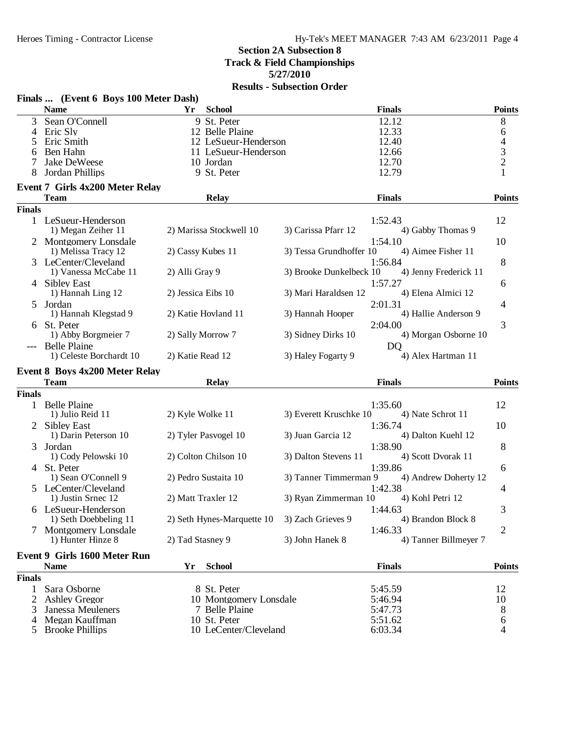## Section 2A Subsection 8
## Track & Field Championships
## 5/27/2010
## Results - Subsection Order

### Finals ... (Event 6 Boys 100 Meter Dash)

| | Name | Yr | School | Finals | Points |
|---|---|---|---|---|---|
| 3 | Sean O'Connell | 9 | St. Peter | 12.12 | 8 |
| 4 | Eric Sly | 12 | Belle Plaine | 12.33 | 6 |
| 5 | Eric Smith | 12 | LeSueur-Henderson | 12.40 | 4 |
| 6 | Ben Hahn | 11 | LeSueur-Henderson | 12.66 | 3 |
| 7 | Jake DeWeese | 10 | Jordan | 12.70 | 2 |
| 8 | Jordan Phillips | 9 | St. Peter | 12.79 | 1 |

### Event 7 Girls 4x200 Meter Relay

| | Team | Relay | | Finals | Points |
|---|---|---|---|---|---|
| **Finals** | | | | | |
| 1 | LeSueur-Henderson | | | 1:52.43 | 12 |
| | 1) Megan Zeiher 11 | 2) Marissa Stockwell 10 | 3) Carissa Pfarr 12 | 4) Gabby Thomas 9 | |
| 2 | Montgomery Lonsdale | | | 1:54.10 | 10 |
| | 1) Melissa Tracy 12 | 2) Cassy Kubes 11 | 3) Tessa Grundhoffer 10 | 4) Aimee Fisher 11 | |
| 3 | LeCenter/Cleveland | | | 1:56.84 | 8 |
| | 1) Vanessa McCabe 11 | 2) Alli Gray 9 | 3) Brooke Dunkelbeck 10 | 4) Jenny Frederick 11 | |
| 4 | Sibley East | | | 1:57.27 | 6 |
| | 1) Hannah Ling 12 | 2) Jessica Eibs 10 | 3) Mari Haraldsen 12 | 4) Elena Almici 12 | |
| 5 | Jordan | | | 2:01.31 | 4 |
| | 1) Hannah Klegstad 9 | 2) Katie Hovland 11 | 3) Hannah Hooper | 4) Hallie Anderson 9 | |
| 6 | St. Peter | | | 2:04.00 | 3 |
| | 1) Abby Borgmeier 7 | 2) Sally Morrow 7 | 3) Sidney Dirks 10 | 4) Morgan Osborne 10 | |
| --- | Belle Plaine | | | DQ | |
| | 1) Celeste Borchardt 10 | 2) Katie Read 12 | 3) Haley Fogarty 9 | 4) Alex Hartman 11 | |

### Event 8 Boys 4x200 Meter Relay

| | Team | Relay | | Finals | Points |
|---|---|---|---|---|---|
| **Finals** | | | | | |
| 1 | Belle Plaine | | | 1:35.60 | 12 |
| | 1) Julio Reid 11 | 2) Kyle Wolke 11 | 3) Everett Kruschke 10 | 4) Nate Schrot 11 | |
| 2 | Sibley East | | | 1:36.74 | 10 |
| | 1) Darin Peterson 10 | 2) Tyler Pasvogel 10 | 3) Juan Garcia 12 | 4) Dalton Kuehl 12 | |
| 3 | Jordan | | | 1:38.90 | 8 |
| | 1) Cody Pelowski 10 | 2) Colton Chilson 10 | 3) Dalton Stevens 11 | 4) Scott Dvorak 11 | |
| 4 | St. Peter | | | 1:39.86 | 6 |
| | 1) Sean O'Connell 9 | 2) Pedro Sustaita 10 | 3) Tanner Timmerman 9 | 4) Andrew Doherty 12 | |
| 5 | LeCenter/Cleveland | | | 1:42.38 | 4 |
| | 1) Justin Srnec 12 | 2) Matt Traxler 12 | 3) Ryan Zimmerman 10 | 4) Kohl Petri 12 | |
| 6 | LeSueur-Henderson | | | 1:44.63 | 3 |
| | 1) Seth Doebbeling 11 | 2) Seth Hynes-Marquette 10 | 3) Zach Grieves 9 | 4) Brandon Block 8 | |
| 7 | Montgomery Lonsdale | | | 1:46.33 | 2 |
| | 1) Hunter Hinze 8 | 2) Tad Stasney 9 | 3) John Hanek 8 | 4) Tanner Billmeyer 7 | |

### Event 9 Girls 1600 Meter Run

| | Name | Yr | School | Finals | Points |
|---|---|---|---|---|---|
| **Finals** | | | | | |
| 1 | Sara Osborne | 8 | St. Peter | 5:45.59 | 12 |
| 2 | Ashley Gregor | 10 | Montgomery Lonsdale | 5:46.94 | 10 |
| 3 | Janessa Meuleners | 7 | Belle Plaine | 5:47.73 | 8 |
| 4 | Megan Kauffman | 10 | St. Peter | 5:51.62 | 6 |
| 5 | Brooke Phillips | 10 | LeCenter/Cleveland | 6:03.34 | 4 |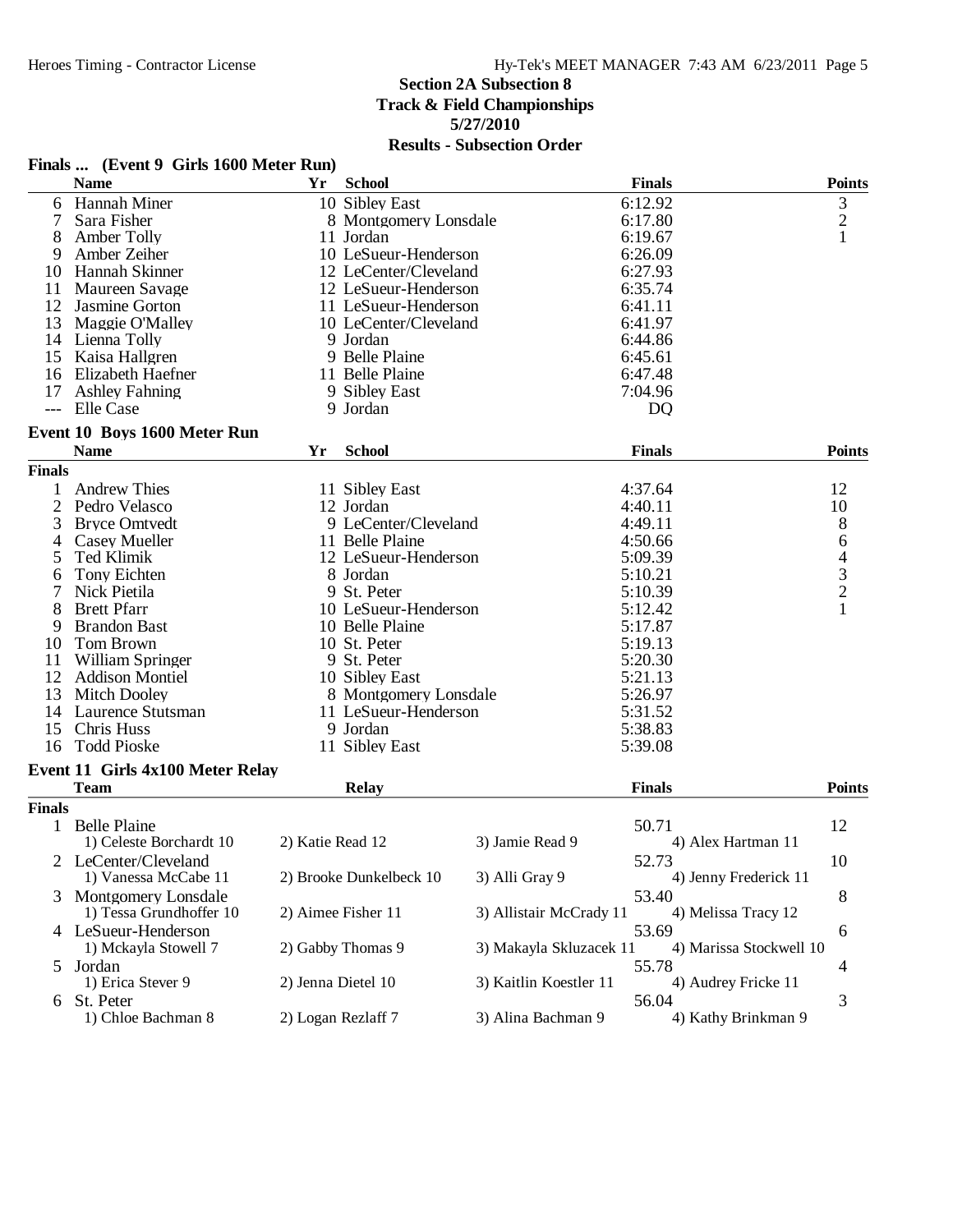## Section 2A Subsection 8
## Track & Field Championships
## 5/27/2010
## Results - Subsection Order

### Finals ... (Event 9 Girls 1600 Meter Run)

| | Name | Yr | School | Finals | Points |
|---|---|---|---|---|---|
| 6 | Hannah Miner | 10 | Sibley East | 6:12.92 | 3 |
| 7 | Sara Fisher | 8 | Montgomery Lonsdale | 6:17.80 | 2 |
| 8 | Amber Tolly | 11 | Jordan | 6:19.67 | 1 |
| 9 | Amber Zeiher | 10 | LeSueur-Henderson | 6:26.09 | |
| 10 | Hannah Skinner | 12 | LeCenter/Cleveland | 6:27.93 | |
| 11 | Maureen Savage | 12 | LeSueur-Henderson | 6:35.74 | |
| 12 | Jasmine Gorton | 11 | LeSueur-Henderson | 6:41.11 | |
| 13 | Maggie O'Malley | 10 | LeCenter/Cleveland | 6:41.97 | |
| 14 | Lienna Tolly | 9 | Jordan | 6:44.86 | |
| 15 | Kaisa Hallgren | 9 | Belle Plaine | 6:45.61 | |
| 16 | Elizabeth Haefner | 11 | Belle Plaine | 6:47.48 | |
| 17 | Ashley Fahning | 9 | Sibley East | 7:04.96 | |
| --- | Elle Case | 9 | Jordan | DQ | |

### Event 10 Boys 1600 Meter Run

| | Name | Yr | School | Finals | Points |
|---|---|---|---|---|---|
| **Finals** | | | | | |
| 1 | Andrew Thies | 11 | Sibley East | 4:37.64 | 12 |
| 2 | Pedro Velasco | 12 | Jordan | 4:40.11 | 10 |
| 3 | Bryce Omtvedt | 9 | LeCenter/Cleveland | 4:49.11 | 8 |
| 4 | Casey Mueller | 11 | Belle Plaine | 4:50.66 | 6 |
| 5 | Ted Klimik | 12 | LeSueur-Henderson | 5:09.39 | 4 |
| 6 | Tony Eichten | 8 | Jordan | 5:10.21 | 3 |
| 7 | Nick Pietila | 9 | St. Peter | 5:10.39 | 2 |
| 8 | Brett Pfarr | 10 | LeSueur-Henderson | 5:12.42 | 1 |
| 9 | Brandon Bast | 10 | Belle Plaine | 5:17.87 | |
| 10 | Tom Brown | 10 | St. Peter | 5:19.13 | |
| 11 | William Springer | 9 | St. Peter | 5:20.30 | |
| 12 | Addison Montiel | 10 | Sibley East | 5:21.13 | |
| 13 | Mitch Dooley | 8 | Montgomery Lonsdale | 5:26.97 | |
| 14 | Laurence Stutsman | 11 | LeSueur-Henderson | 5:31.52 | |
| 15 | Chris Huss | 9 | Jordan | 5:38.83 | |
| 16 | Todd Pioske | 11 | Sibley East | 5:39.08 | |

### Event 11 Girls 4x100 Meter Relay

| | Team | Relay | | Finals | Points |
|---|---|---|---|---|---|
| **Finals** | | | | | |
| 1 | Belle Plaine | | | 50.71 | 12 |
| | 1) Celeste Borchardt 10 | 2) Katie Read 12 | 3) Jamie Read 9 | 4) Alex Hartman 11 | |
| 2 | LeCenter/Cleveland | | | 52.73 | 10 |
| | 1) Vanessa McCabe 11 | 2) Brooke Dunkelbeck 10 | 3) Alli Gray 9 | 4) Jenny Frederick 11 | |
| 3 | Montgomery Lonsdale | | | 53.40 | 8 |
| | 1) Tessa Grundhoffer 10 | 2) Aimee Fisher 11 | 3) Allistair McCrady 11 | 4) Melissa Tracy 12 | |
| 4 | LeSueur-Henderson | | | 53.69 | 6 |
| | 1) Mckayla Stowell 7 | 2) Gabby Thomas 9 | 3) Makayla Skluzacek 11 | 4) Marissa Stockwell 10 | |
| 5 | Jordan | | | 55.78 | 4 |
| | 1) Erica Stever 9 | 2) Jenna Dietel 10 | 3) Kaitlin Koestler 11 | 4) Audrey Fricke 11 | |
| 6 | St. Peter | | | 56.04 | 3 |
| | 1) Chloe Bachman 8 | 2) Logan Rezlaff 7 | 3) Alina Bachman 9 | 4) Kathy Brinkman 9 | |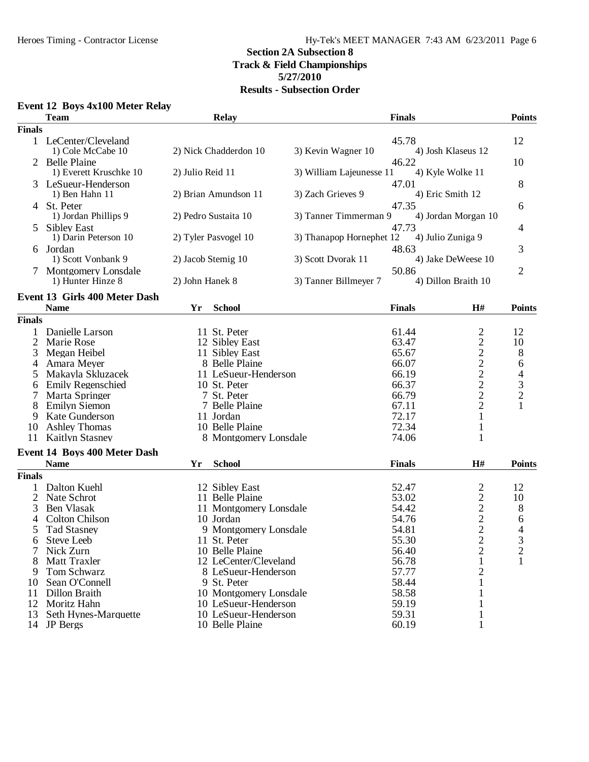## Section 2A Subsection 8
## Track & Field Championships
## 5/27/2010
## Results - Subsection Order

### Event 12 Boys 4x100 Meter Relay

| | Team | Relay | | Finals | Points |
|---|---|---|---|---|---|
| **Finals** | | | | | |
| 1 | LeCenter/Cleveland | | | 45.78 | 12 |
| | 1) Cole McCabe 10 | 2) Nick Chadderdon 10 | 3) Kevin Wagner 10 | 4) Josh Klaseus 12 | |
| 2 | Belle Plaine | | | 46.22 | 10 |
| | 1) Everett Kruschke 10 | 2) Julio Reid 11 | 3) William Lajeunesse 11 | 4) Kyle Wolke 11 | |
| 3 | LeSueur-Henderson | | | 47.01 | 8 |
| | 1) Ben Hahn 11 | 2) Brian Amundson 11 | 3) Zach Grieves 9 | 4) Eric Smith 12 | |
| 4 | St. Peter | | | 47.35 | 6 |
| | 1) Jordan Phillips 9 | 2) Pedro Sustaita 10 | 3) Tanner Timmerman 9 | 4) Jordan Morgan 10 | |
| 5 | Sibley East | | | 47.73 | 4 |
| | 1) Darin Peterson 10 | 2) Tyler Pasvogel 10 | 3) Thanapop Hornephet 12 | 4) Julio Zuniga 9 | |
| 6 | Jordan | | | 48.63 | 3 |
| | 1) Scott Vonbank 9 | 2) Jacob Stemig 10 | 3) Scott Dvorak 11 | 4) Jake DeWeese 10 | |
| 7 | Montgomery Lonsdale | | | 50.86 | 2 |
| | 1) Hunter Hinze 8 | 2) John Hanek 8 | 3) Tanner Billmeyer 7 | 4) Dillon Braith 10 | |

### Event 13 Girls 400 Meter Dash

| | Name | Yr | School | Finals | H# | Points |
|---|---|---|---|---|---|---|
| **Finals** | | | | | | |
| 1 | Danielle Larson | 11 | St. Peter | 61.44 | 2 | 12 |
| 2 | Marie Rose | 12 | Sibley East | 63.47 | 2 | 10 |
| 3 | Megan Heibel | 11 | Sibley East | 65.67 | 2 | 8 |
| 4 | Amara Meyer | 8 | Belle Plaine | 66.07 | 2 | 6 |
| 5 | Makayla Skluzacek | 11 | LeSueur-Henderson | 66.19 | 2 | 4 |
| 6 | Emily Regenschied | 10 | St. Peter | 66.37 | 2 | 3 |
| 7 | Marta Springer | 7 | St. Peter | 66.79 | 2 | 2 |
| 8 | Emilyn Siemon | 7 | Belle Plaine | 67.11 | 2 | 1 |
| 9 | Kate Gunderson | 11 | Jordan | 72.17 | 1 | |
| 10 | Ashley Thomas | 10 | Belle Plaine | 72.34 | 1 | |
| 11 | Kaitlyn Stasney | 8 | Montgomery Lonsdale | 74.06 | 1 | |

### Event 14 Boys 400 Meter Dash

| | Name | Yr | School | Finals | H# | Points |
|---|---|---|---|---|---|---|
| **Finals** | | | | | | |
| 1 | Dalton Kuehl | 12 | Sibley East | 52.47 | 2 | 12 |
| 2 | Nate Schrot | 11 | Belle Plaine | 53.02 | 2 | 10 |
| 3 | Ben Vlasak | 11 | Montgomery Lonsdale | 54.42 | 2 | 8 |
| 4 | Colton Chilson | 10 | Jordan | 54.76 | 2 | 6 |
| 5 | Tad Stasney | 9 | Montgomery Lonsdale | 54.81 | 2 | 4 |
| 6 | Steve Leeb | 11 | St. Peter | 55.30 | 2 | 3 |
| 7 | Nick Zurn | 10 | Belle Plaine | 56.40 | 2 | 2 |
| 8 | Matt Traxler | 12 | LeCenter/Cleveland | 56.78 | 1 | 1 |
| 9 | Tom Schwarz | 8 | LeSueur-Henderson | 57.77 | 2 | |
| 10 | Sean O'Connell | 9 | St. Peter | 58.44 | 1 | |
| 11 | Dillon Braith | 10 | Montgomery Lonsdale | 58.58 | 1 | |
| 12 | Moritz Hahn | 10 | LeSueur-Henderson | 59.19 | 1 | |
| 13 | Seth Hynes-Marquette | 10 | LeSueur-Henderson | 59.31 | 1 | |
| 14 | JP Bergs | 10 | Belle Plaine | 60.19 | 1 | |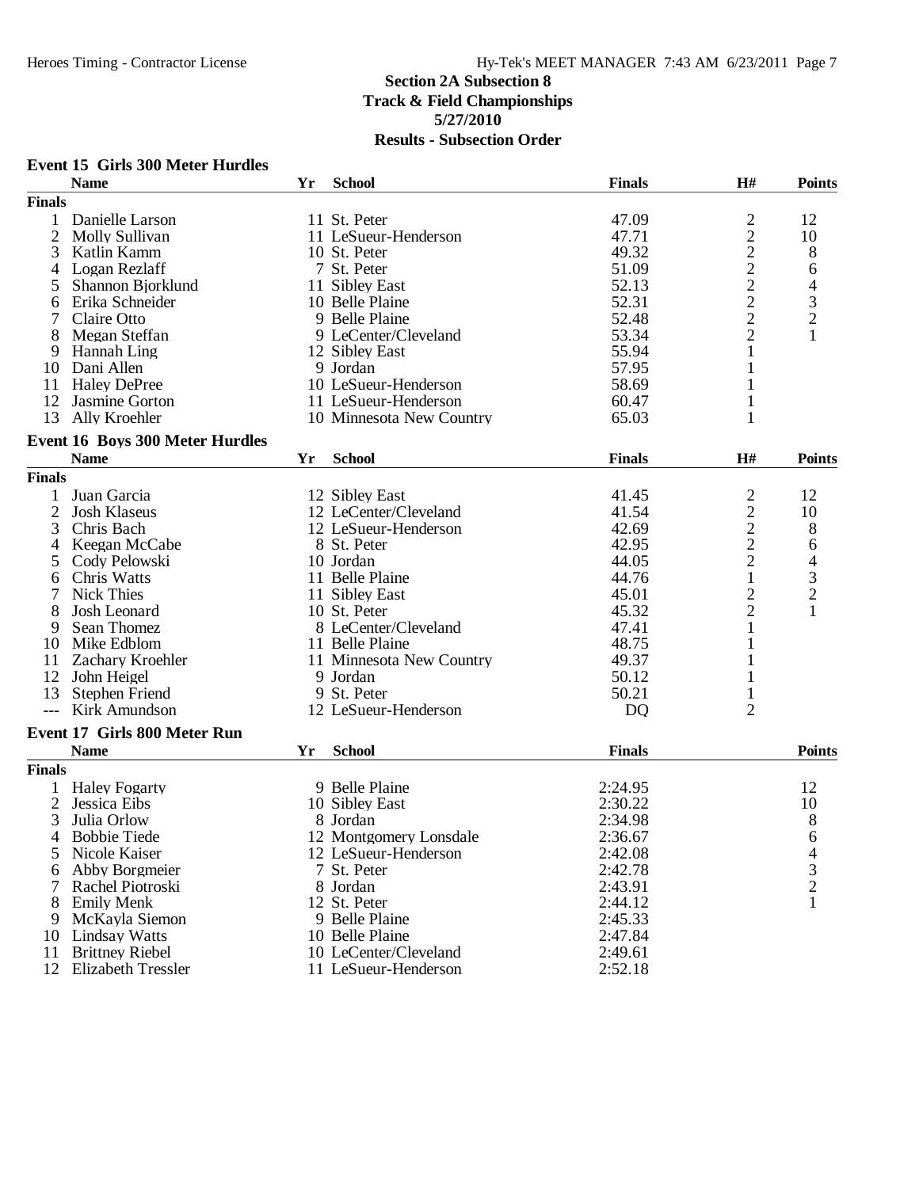## Section 2A Subsection 8
## Track & Field Championships
## 5/27/2010
## Results - Subsection Order

### Event 15 Girls 300 Meter Hurdles

| | Name | Yr | School | Finals | H# | Points |
|---|---|---|---|---|---|---|
| **Finals** | | | | | | |
| 1 | Danielle Larson | 11 | St. Peter | 47.09 | 2 | 12 |
| 2 | Molly Sullivan | 11 | LeSueur-Henderson | 47.71 | 2 | 10 |
| 3 | Katlin Kamm | 10 | St. Peter | 49.32 | 2 | 8 |
| 4 | Logan Rezlaff | 7 | St. Peter | 51.09 | 2 | 6 |
| 5 | Shannon Bjorklund | 11 | Sibley East | 52.13 | 2 | 4 |
| 6 | Erika Schneider | 10 | Belle Plaine | 52.31 | 2 | 3 |
| 7 | Claire Otto | 9 | Belle Plaine | 52.48 | 2 | 2 |
| 8 | Megan Steffan | 9 | LeCenter/Cleveland | 53.34 | 2 | 1 |
| 9 | Hannah Ling | 12 | Sibley East | 55.94 | 1 | |
| 10 | Dani Allen | 9 | Jordan | 57.95 | 1 | |
| 11 | Haley DePree | 10 | LeSueur-Henderson | 58.69 | 1 | |
| 12 | Jasmine Gorton | 11 | LeSueur-Henderson | 60.47 | 1 | |
| 13 | Ally Kroehler | 10 | Minnesota New Country | 65.03 | 1 | |

### Event 16 Boys 300 Meter Hurdles

| | Name | Yr | School | Finals | H# | Points |
|---|---|---|---|---|---|---|
| **Finals** | | | | | | |
| 1 | Juan Garcia | 12 | Sibley East | 41.45 | 2 | 12 |
| 2 | Josh Klaseus | 12 | LeCenter/Cleveland | 41.54 | 2 | 10 |
| 3 | Chris Bach | 12 | LeSueur-Henderson | 42.69 | 2 | 8 |
| 4 | Keegan McCabe | 8 | St. Peter | 42.95 | 2 | 6 |
| 5 | Cody Pelowski | 10 | Jordan | 44.05 | 2 | 4 |
| 6 | Chris Watts | 11 | Belle Plaine | 44.76 | 1 | 3 |
| 7 | Nick Thies | 11 | Sibley East | 45.01 | 2 | 2 |
| 8 | Josh Leonard | 10 | St. Peter | 45.32 | 2 | 1 |
| 9 | Sean Thomez | 8 | LeCenter/Cleveland | 47.41 | 1 | |
| 10 | Mike Edblom | 11 | Belle Plaine | 48.75 | 1 | |
| 11 | Zachary Kroehler | 11 | Minnesota New Country | 49.37 | 1 | |
| 12 | John Heigel | 9 | Jordan | 50.12 | 1 | |
| 13 | Stephen Friend | 9 | St. Peter | 50.21 | 1 | |
| --- | Kirk Amundson | 12 | LeSueur-Henderson | DQ | 2 | |

### Event 17 Girls 800 Meter Run

| | Name | Yr | School | Finals | Points |
|---|---|---|---|---|---|
| **Finals** | | | | | |
| 1 | Haley Fogarty | 9 | Belle Plaine | 2:24.95 | 12 |
| 2 | Jessica Eibs | 10 | Sibley East | 2:30.22 | 10 |
| 3 | Julia Orlow | 8 | Jordan | 2:34.98 | 8 |
| 4 | Bobbie Tiede | 12 | Montgomery Lonsdale | 2:36.67 | 6 |
| 5 | Nicole Kaiser | 12 | LeSueur-Henderson | 2:42.08 | 4 |
| 6 | Abby Borgmeier | 7 | St. Peter | 2:42.78 | 3 |
| 7 | Rachel Piotroski | 8 | Jordan | 2:43.91 | 2 |
| 8 | Emily Menk | 12 | St. Peter | 2:44.12 | 1 |
| 9 | McKayla Siemon | 9 | Belle Plaine | 2:45.33 | |
| 10 | Lindsay Watts | 10 | Belle Plaine | 2:47.84 | |
| 11 | Brittney Riebel | 10 | LeCenter/Cleveland | 2:49.61 | |
| 12 | Elizabeth Tressler | 11 | LeSueur-Henderson | 2:52.18 | |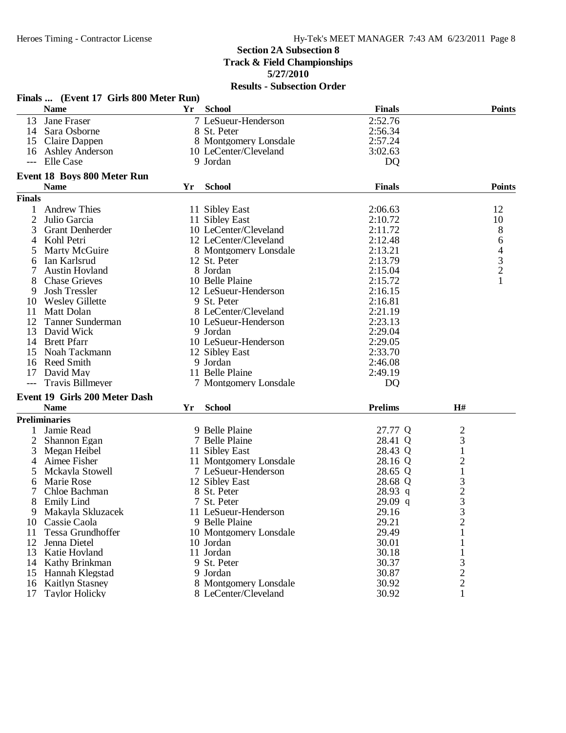**Section 2A Subsection 8**
**Track & Field Championships**
**5/27/2010**
**Results - Subsection Order**

### Finals ... (Event 17 Girls 800 Meter Run)

| | Name | Yr | School | Finals | Points |
|---|---|---|---|---|---|
| 13 | Jane Fraser | 7 | LeSueur-Henderson | 2:52.76 | |
| 14 | Sara Osborne | 8 | St. Peter | 2:56.34 | |
| 15 | Claire Dappen | 8 | Montgomery Lonsdale | 2:57.24 | |
| 16 | Ashley Anderson | 10 | LeCenter/Cleveland | 3:02.63 | |
| --- | Elle Case | 9 | Jordan | DQ | |

### Event 18 Boys 800 Meter Run

**Finals**

| | Name | Yr | School | Finals | Points |
|---|---|---|---|---|---|
| 1 | Andrew Thies | 11 | Sibley East | 2:06.63 | 12 |
| 2 | Julio Garcia | 11 | Sibley East | 2:10.72 | 10 |
| 3 | Grant Denherder | 10 | LeCenter/Cleveland | 2:11.72 | 8 |
| 4 | Kohl Petri | 12 | LeCenter/Cleveland | 2:12.48 | 6 |
| 5 | Marty McGuire | 8 | Montgomery Lonsdale | 2:13.21 | 4 |
| 6 | Ian Karlsrud | 12 | St. Peter | 2:13.79 | 3 |
| 7 | Austin Hovland | 8 | Jordan | 2:15.04 | 2 |
| 8 | Chase Grieves | 10 | Belle Plaine | 2:15.72 | 1 |
| 9 | Josh Tressler | 12 | LeSueur-Henderson | 2:16.15 | |
| 10 | Wesley Gillette | 9 | St. Peter | 2:16.81 | |
| 11 | Matt Dolan | 8 | LeCenter/Cleveland | 2:21.19 | |
| 12 | Tanner Sunderman | 10 | LeSueur-Henderson | 2:23.13 | |
| 13 | David Wick | 9 | Jordan | 2:29.04 | |
| 14 | Brett Pfarr | 10 | LeSueur-Henderson | 2:29.05 | |
| 15 | Noah Tackmann | 12 | Sibley East | 2:33.70 | |
| 16 | Reed Smith | 9 | Jordan | 2:46.08 | |
| 17 | David May | 11 | Belle Plaine | 2:49.19 | |
| --- | Travis Billmeyer | 7 | Montgomery Lonsdale | DQ | |

### Event 19 Girls 200 Meter Dash

**Preliminaries**

| | Name | Yr | School | Prelims | H# |
|---|---|---|---|---|---|
| 1 | Jamie Read | 9 | Belle Plaine | 27.77 Q | 2 |
| 2 | Shannon Egan | 7 | Belle Plaine | 28.41 Q | 3 |
| 3 | Megan Heibel | 11 | Sibley East | 28.43 Q | 1 |
| 4 | Aimee Fisher | 11 | Montgomery Lonsdale | 28.16 Q | 2 |
| 5 | Mckayla Stowell | 7 | LeSueur-Henderson | 28.65 Q | 1 |
| 6 | Marie Rose | 12 | Sibley East | 28.68 Q | 3 |
| 7 | Chloe Bachman | 8 | St. Peter | 28.93 q | 2 |
| 8 | Emily Lind | 7 | St. Peter | 29.09 q | 3 |
| 9 | Makayla Skluzacek | 11 | LeSueur-Henderson | 29.16 | 3 |
| 10 | Cassie Caola | 9 | Belle Plaine | 29.21 | 2 |
| 11 | Tessa Grundhoffer | 10 | Montgomery Lonsdale | 29.49 | 1 |
| 12 | Jenna Dietel | 10 | Jordan | 30.01 | 1 |
| 13 | Katie Hovland | 11 | Jordan | 30.18 | 1 |
| 14 | Kathy Brinkman | 9 | St. Peter | 30.37 | 3 |
| 15 | Hannah Klegstad | 9 | Jordan | 30.87 | 2 |
| 16 | Kaitlyn Stasney | 8 | Montgomery Lonsdale | 30.92 | 2 |
| 17 | Taylor Holicky | 8 | LeCenter/Cleveland | 30.92 | 1 |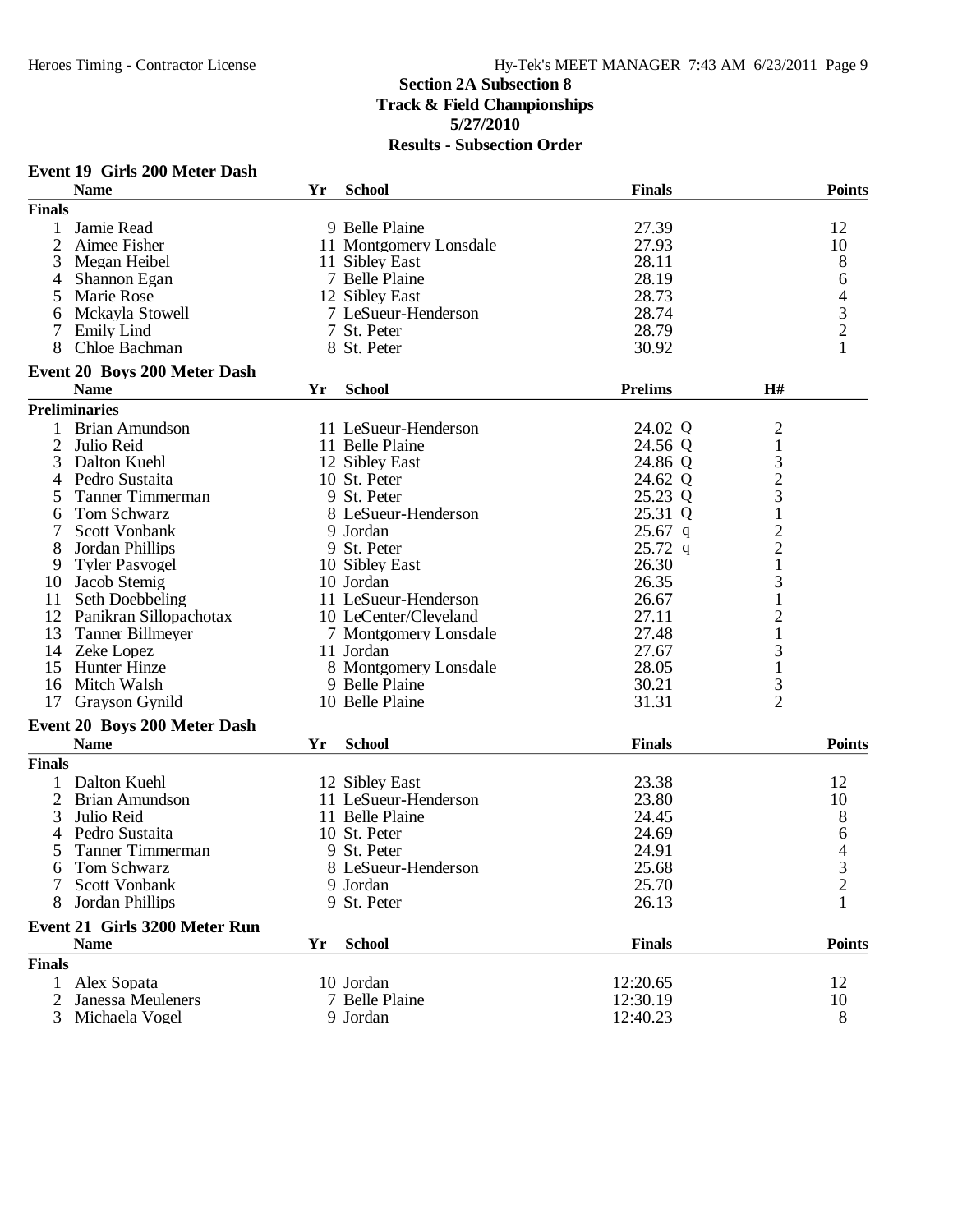## Section 2A Subsection 8
## Track & Field Championships
## 5/27/2010
## Results - Subsection Order

### Event 19 Girls 200 Meter Dash

| | Name | Yr | School | Finals | Points |
|---|---|---|---|---|---|
| **Finals** | | | | | |
| 1 | Jamie Read | 9 | Belle Plaine | 27.39 | 12 |
| 2 | Aimee Fisher | 11 | Montgomery Lonsdale | 27.93 | 10 |
| 3 | Megan Heibel | 11 | Sibley East | 28.11 | 8 |
| 4 | Shannon Egan | 7 | Belle Plaine | 28.19 | 6 |
| 5 | Marie Rose | 12 | Sibley East | 28.73 | 4 |
| 6 | Mckayla Stowell | 7 | LeSueur-Henderson | 28.74 | 3 |
| 7 | Emily Lind | 7 | St. Peter | 28.79 | 2 |
| 8 | Chloe Bachman | 8 | St. Peter | 30.92 | 1 |

### Event 20 Boys 200 Meter Dash

| | Name | Yr | School | Prelims | H# |
|---|---|---|---|---|---|
| **Preliminaries** | | | | | |
| 1 | Brian Amundson | 11 | LeSueur-Henderson | 24.02 Q | 2 |
| 2 | Julio Reid | 11 | Belle Plaine | 24.56 Q | 1 |
| 3 | Dalton Kuehl | 12 | Sibley East | 24.86 Q | 3 |
| 4 | Pedro Sustaita | 10 | St. Peter | 24.62 Q | 2 |
| 5 | Tanner Timmerman | 9 | St. Peter | 25.23 Q | 3 |
| 6 | Tom Schwarz | 8 | LeSueur-Henderson | 25.31 Q | 1 |
| 7 | Scott Vonbank | 9 | Jordan | 25.67 q | 2 |
| 8 | Jordan Phillips | 9 | St. Peter | 25.72 q | 2 |
| 9 | Tyler Pasvogel | 10 | Sibley East | 26.30 | 1 |
| 10 | Jacob Stemig | 10 | Jordan | 26.35 | 3 |
| 11 | Seth Doebbeling | 11 | LeSueur-Henderson | 26.67 | 1 |
| 12 | Panikran Sillopachotax | 10 | LeCenter/Cleveland | 27.11 | 2 |
| 13 | Tanner Billmeyer | 7 | Montgomery Lonsdale | 27.48 | 1 |
| 14 | Zeke Lopez | 11 | Jordan | 27.67 | 3 |
| 15 | Hunter Hinze | 8 | Montgomery Lonsdale | 28.05 | 1 |
| 16 | Mitch Walsh | 9 | Belle Plaine | 30.21 | 3 |
| 17 | Grayson Gynild | 10 | Belle Plaine | 31.31 | 2 |

### Event 20 Boys 200 Meter Dash

| | Name | Yr | School | Finals | Points |
|---|---|---|---|---|---|
| **Finals** | | | | | |
| 1 | Dalton Kuehl | 12 | Sibley East | 23.38 | 12 |
| 2 | Brian Amundson | 11 | LeSueur-Henderson | 23.80 | 10 |
| 3 | Julio Reid | 11 | Belle Plaine | 24.45 | 8 |
| 4 | Pedro Sustaita | 10 | St. Peter | 24.69 | 6 |
| 5 | Tanner Timmerman | 9 | St. Peter | 24.91 | 4 |
| 6 | Tom Schwarz | 8 | LeSueur-Henderson | 25.68 | 3 |
| 7 | Scott Vonbank | 9 | Jordan | 25.70 | 2 |
| 8 | Jordan Phillips | 9 | St. Peter | 26.13 | 1 |

### Event 21 Girls 3200 Meter Run

| | Name | Yr | School | Finals | Points |
|---|---|---|---|---|---|
| **Finals** | | | | | |
| 1 | Alex Sopata | 10 | Jordan | 12:20.65 | 12 |
| 2 | Janessa Meuleners | 7 | Belle Plaine | 12:30.19 | 10 |
| 3 | Michaela Vogel | 9 | Jordan | 12:40.23 | 8 |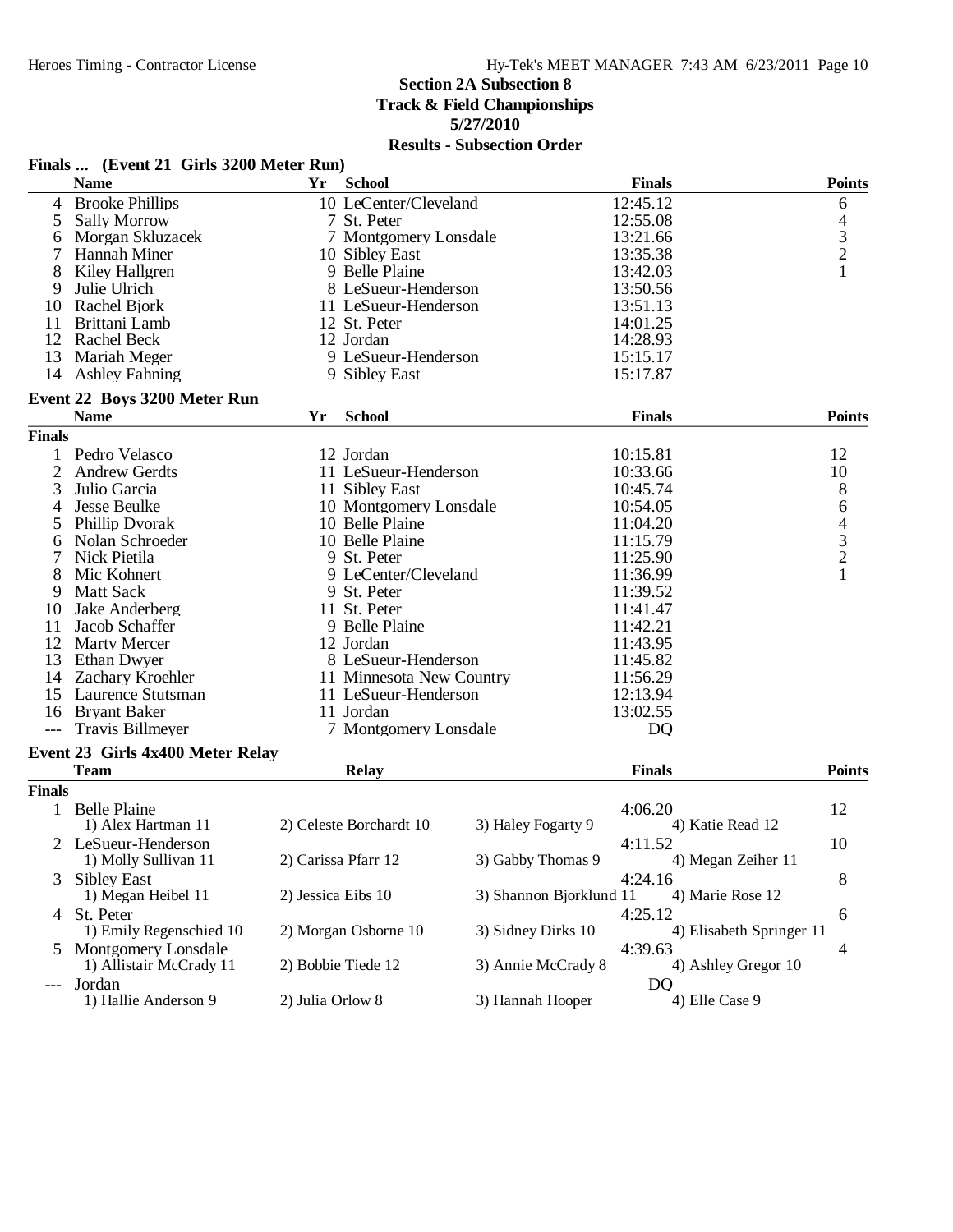## Section 2A Subsection 8
## Track & Field Championships
## 5/27/2010
## Results - Subsection Order

### Finals ... (Event 21 Girls 3200 Meter Run)

| | Name | Yr | School | Finals | Points |
|---|---|---|---|---|---|
| 4 | Brooke Phillips | 10 | LeCenter/Cleveland | 12:45.12 | 6 |
| 5 | Sally Morrow | 7 | St. Peter | 12:55.08 | 4 |
| 6 | Morgan Skluzacek | 7 | Montgomery Lonsdale | 13:21.66 | 3 |
| 7 | Hannah Miner | 10 | Sibley East | 13:35.38 | 2 |
| 8 | Kiley Hallgren | 9 | Belle Plaine | 13:42.03 | 1 |
| 9 | Julie Ulrich | 8 | LeSueur-Henderson | 13:50.56 | |
| 10 | Rachel Bjork | 11 | LeSueur-Henderson | 13:51.13 | |
| 11 | Brittani Lamb | 12 | St. Peter | 14:01.25 | |
| 12 | Rachel Beck | 12 | Jordan | 14:28.93 | |
| 13 | Mariah Meger | 9 | LeSueur-Henderson | 15:15.17 | |
| 14 | Ashley Fahning | 9 | Sibley East | 15:17.87 | |

### Event 22 Boys 3200 Meter Run

| | Name | Yr | School | Finals | Points |
|---|---|---|---|---|---|
| **Finals** | | | | | |
| 1 | Pedro Velasco | 12 | Jordan | 10:15.81 | 12 |
| 2 | Andrew Gerdts | 11 | LeSueur-Henderson | 10:33.66 | 10 |
| 3 | Julio Garcia | 11 | Sibley East | 10:45.74 | 8 |
| 4 | Jesse Beulke | 10 | Montgomery Lonsdale | 10:54.05 | 6 |
| 5 | Phillip Dvorak | 10 | Belle Plaine | 11:04.20 | 4 |
| 6 | Nolan Schroeder | 10 | Belle Plaine | 11:15.79 | 3 |
| 7 | Nick Pietila | 9 | St. Peter | 11:25.90 | 2 |
| 8 | Mic Kohnert | 9 | LeCenter/Cleveland | 11:36.99 | 1 |
| 9 | Matt Sack | 9 | St. Peter | 11:39.52 | |
| 10 | Jake Anderberg | 11 | St. Peter | 11:41.47 | |
| 11 | Jacob Schaffer | 9 | Belle Plaine | 11:42.21 | |
| 12 | Marty Mercer | 12 | Jordan | 11:43.95 | |
| 13 | Ethan Dwyer | 8 | LeSueur-Henderson | 11:45.82 | |
| 14 | Zachary Kroehler | 11 | Minnesota New Country | 11:56.29 | |
| 15 | Laurence Stutsman | 11 | LeSueur-Henderson | 12:13.94 | |
| 16 | Bryant Baker | 11 | Jordan | 13:02.55 | |
| --- | Travis Billmeyer | 7 | Montgomery Lonsdale | DQ | |

### Event 23 Girls 4x400 Meter Relay

| | Team | Relay | Finals | Points |
|---|---|---|---|---|
| **Finals** | | | | |
| 1 | Belle Plaine | | 4:06.20 | 12 |
| | 1) Alex Hartman 11; 2) Celeste Borchardt 10; 3) Haley Fogarty 9; 4) Katie Read 12 | | | |
| 2 | LeSueur-Henderson | | 4:11.52 | 10 |
| | 1) Molly Sullivan 11; 2) Carissa Pfarr 12; 3) Gabby Thomas 9; 4) Megan Zeiher 11 | | | |
| 3 | Sibley East | | 4:24.16 | 8 |
| | 1) Megan Heibel 11; 2) Jessica Eibs 10; 3) Shannon Bjorklund 11; 4) Marie Rose 12 | | | |
| 4 | St. Peter | | 4:25.12 | 6 |
| | 1) Emily Regenschied 10; 2) Morgan Osborne 10; 3) Sidney Dirks 10; 4) Elisabeth Springer 11 | | | |
| 5 | Montgomery Lonsdale | | 4:39.63 | 4 |
| | 1) Allistair McCrady 11; 2) Bobbie Tiede 12; 3) Annie McCrady 8; 4) Ashley Gregor 10 | | | |
| --- | Jordan | | DQ | |
| | 1) Hallie Anderson 9; 2) Julia Orlow 8; 3) Hannah Hooper; 4) Elle Case 9 | | | |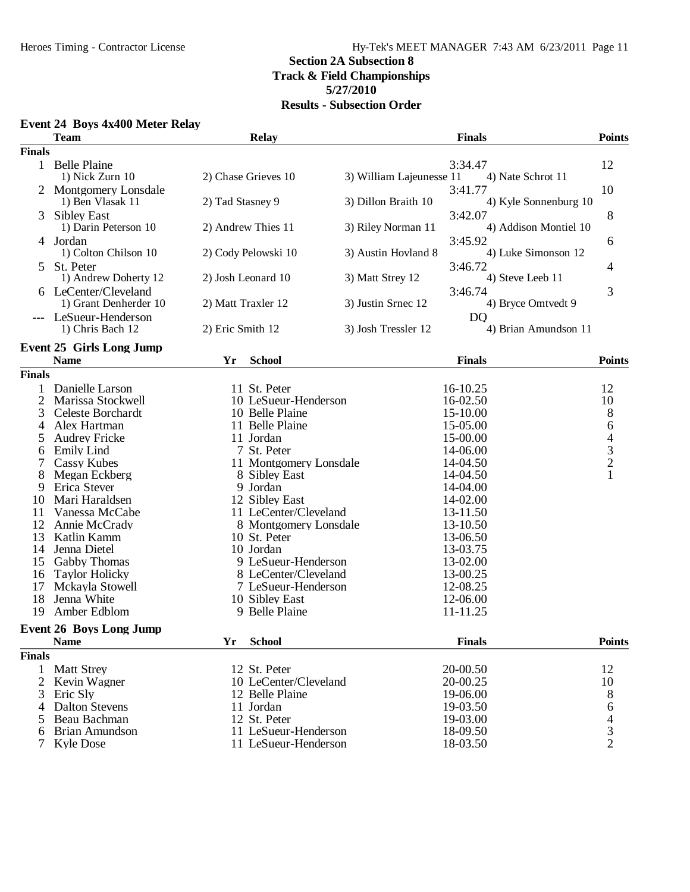## Section 2A Subsection 8
## Track & Field Championships
## 5/27/2010
## Results - Subsection Order

### Event 24 Boys 4x400 Meter Relay

| | Team | Relay | | Finals | Points |
|---|---|---|---|---|---|
| **Finals** | | | | | |
| 1 | Belle Plaine | | | 3:34.47 | 12 |
| | 1) Nick Zurn 10 | 2) Chase Grieves 10 | 3) William Lajeunesse 11 | 4) Nate Schrot 11 | |
| 2 | Montgomery Lonsdale | | | 3:41.77 | 10 |
| | 1) Ben Vlasak 11 | 2) Tad Stasney 9 | 3) Dillon Braith 10 | 4) Kyle Sonnenburg 10 | |
| 3 | Sibley East | | | 3:42.07 | 8 |
| | 1) Darin Peterson 10 | 2) Andrew Thies 11 | 3) Riley Norman 11 | 4) Addison Montiel 10 | |
| 4 | Jordan | | | 3:45.92 | 6 |
| | 1) Colton Chilson 10 | 2) Cody Pelowski 10 | 3) Austin Hovland 8 | 4) Luke Simonson 12 | |
| 5 | St. Peter | | | 3:46.72 | 4 |
| | 1) Andrew Doherty 12 | 2) Josh Leonard 10 | 3) Matt Strey 12 | 4) Steve Leeb 11 | |
| 6 | LeCenter/Cleveland | | | 3:46.74 | 3 |
| | 1) Grant Denherder 10 | 2) Matt Traxler 12 | 3) Justin Srnec 12 | 4) Bryce Omtvedt 9 | |
| --- | LeSueur-Henderson | | | DQ | |
| | 1) Chris Bach 12 | 2) Eric Smith 12 | 3) Josh Tressler 12 | 4) Brian Amundson 11 | |

### Event 25 Girls Long Jump

| | Name | Yr | School | Finals | Points |
|---|---|---|---|---|---|
| **Finals** | | | | | |
| 1 | Danielle Larson | 11 | St. Peter | 16-10.25 | 12 |
| 2 | Marissa Stockwell | 10 | LeSueur-Henderson | 16-02.50 | 10 |
| 3 | Celeste Borchardt | 10 | Belle Plaine | 15-10.00 | 8 |
| 4 | Alex Hartman | 11 | Belle Plaine | 15-05.00 | 6 |
| 5 | Audrey Fricke | 11 | Jordan | 15-00.00 | 4 |
| 6 | Emily Lind | 7 | St. Peter | 14-06.00 | 3 |
| 7 | Cassy Kubes | 11 | Montgomery Lonsdale | 14-04.50 | 2 |
| 8 | Megan Eckberg | 8 | Sibley East | 14-04.50 | 1 |
| 9 | Erica Stever | 9 | Jordan | 14-04.00 | |
| 10 | Mari Haraldsen | 12 | Sibley East | 14-02.00 | |
| 11 | Vanessa McCabe | 11 | LeCenter/Cleveland | 13-11.50 | |
| 12 | Annie McCrady | 8 | Montgomery Lonsdale | 13-10.50 | |
| 13 | Katlin Kamm | 10 | St. Peter | 13-06.50 | |
| 14 | Jenna Dietel | 10 | Jordan | 13-03.75 | |
| 15 | Gabby Thomas | 9 | LeSueur-Henderson | 13-02.00 | |
| 16 | Taylor Holicky | 8 | LeCenter/Cleveland | 13-00.25 | |
| 17 | Mckayla Stowell | 7 | LeSueur-Henderson | 12-08.25 | |
| 18 | Jenna White | 10 | Sibley East | 12-06.00 | |
| 19 | Amber Edblom | 9 | Belle Plaine | 11-11.25 | |

### Event 26 Boys Long Jump

| | Name | Yr | School | Finals | Points |
|---|---|---|---|---|---|
| **Finals** | | | | | |
| 1 | Matt Strey | 12 | St. Peter | 20-00.50 | 12 |
| 2 | Kevin Wagner | 10 | LeCenter/Cleveland | 20-00.25 | 10 |
| 3 | Eric Sly | 12 | Belle Plaine | 19-06.00 | 8 |
| 4 | Dalton Stevens | 11 | Jordan | 19-03.50 | 6 |
| 5 | Beau Bachman | 12 | St. Peter | 19-03.00 | 4 |
| 6 | Brian Amundson | 11 | LeSueur-Henderson | 18-09.50 | 3 |
| 7 | Kyle Dose | 11 | LeSueur-Henderson | 18-03.50 | 2 |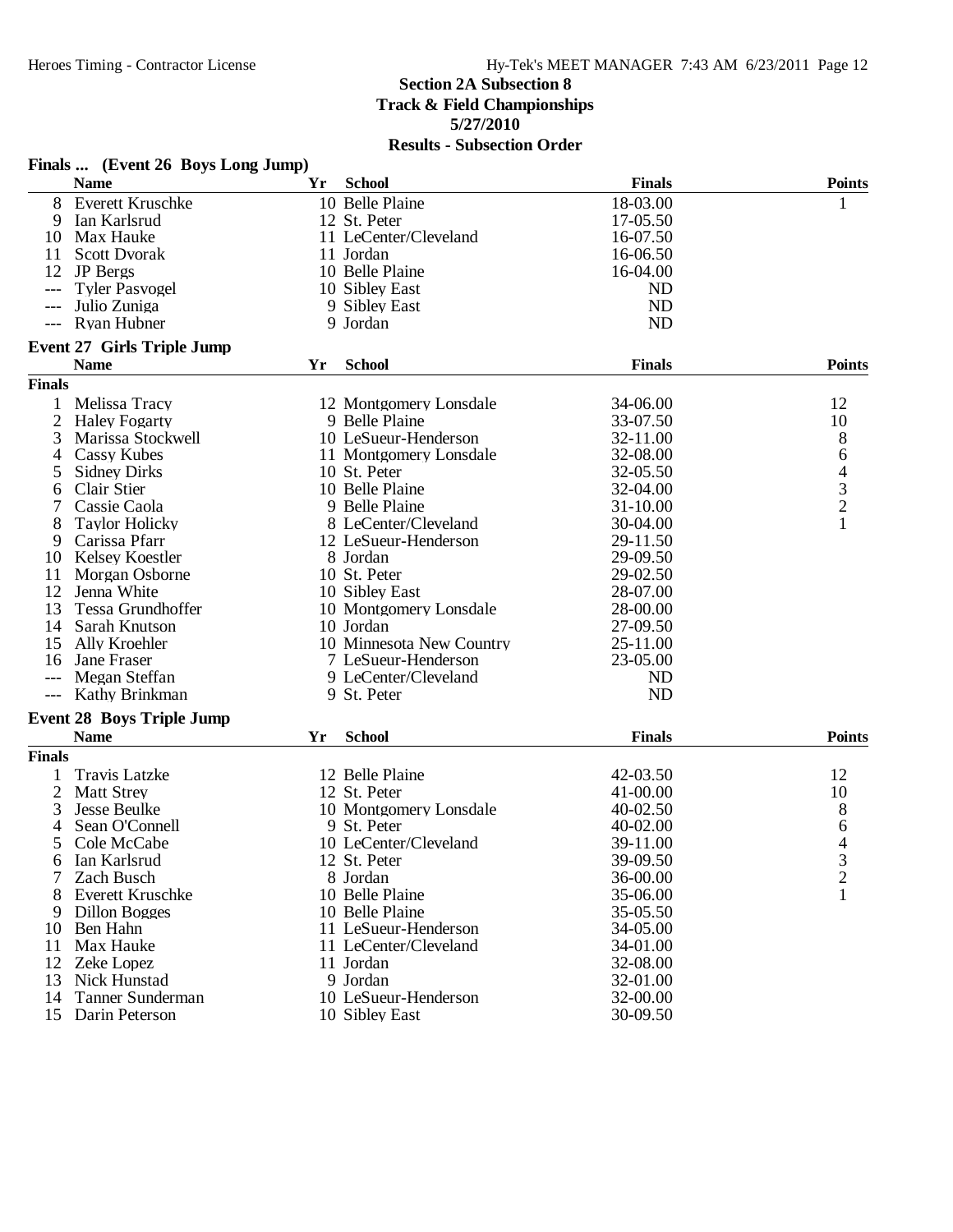## Section 2A Subsection 8
## Track & Field Championships
## 5/27/2010
## Results - Subsection Order

### Finals ... (Event 26 Boys Long Jump)

| | Name | Yr | School | Finals | Points |
|---|---|---|---|---|---|
| 8 | Everett Kruschke | 10 | Belle Plaine | 18-03.00 | 1 |
| 9 | Ian Karlsrud | 12 | St. Peter | 17-05.50 | |
| 10 | Max Hauke | 11 | LeCenter/Cleveland | 16-07.50 | |
| 11 | Scott Dvorak | 11 | Jordan | 16-06.50 | |
| 12 | JP Bergs | 10 | Belle Plaine | 16-04.00 | |
| --- | Tyler Pasvogel | 10 | Sibley East | ND | |
| --- | Julio Zuniga | 9 | Sibley East | ND | |
| --- | Ryan Hubner | 9 | Jordan | ND | |

### Event 27 Girls Triple Jump

**Finals**

| | Name | Yr | School | Finals | Points |
|---|---|---|---|---|---|
| 1 | Melissa Tracy | 12 | Montgomery Lonsdale | 34-06.00 | 12 |
| 2 | Haley Fogarty | 9 | Belle Plaine | 33-07.50 | 10 |
| 3 | Marissa Stockwell | 10 | LeSueur-Henderson | 32-11.00 | 8 |
| 4 | Cassy Kubes | 11 | Montgomery Lonsdale | 32-08.00 | 6 |
| 5 | Sidney Dirks | 10 | St. Peter | 32-05.50 | 4 |
| 6 | Clair Stier | 10 | Belle Plaine | 32-04.00 | 3 |
| 7 | Cassie Caola | 9 | Belle Plaine | 31-10.00 | 2 |
| 8 | Taylor Holicky | 8 | LeCenter/Cleveland | 30-04.00 | 1 |
| 9 | Carissa Pfarr | 12 | LeSueur-Henderson | 29-11.50 | |
| 10 | Kelsey Koestler | 8 | Jordan | 29-09.50 | |
| 11 | Morgan Osborne | 10 | St. Peter | 29-02.50 | |
| 12 | Jenna White | 10 | Sibley East | 28-07.00 | |
| 13 | Tessa Grundhoffer | 10 | Montgomery Lonsdale | 28-00.00 | |
| 14 | Sarah Knutson | 10 | Jordan | 27-09.50 | |
| 15 | Ally Kroehler | 10 | Minnesota New Country | 25-11.00 | |
| 16 | Jane Fraser | 7 | LeSueur-Henderson | 23-05.00 | |
| --- | Megan Steffan | 9 | LeCenter/Cleveland | ND | |
| --- | Kathy Brinkman | 9 | St. Peter | ND | |

### Event 28 Boys Triple Jump

**Finals**

| | Name | Yr | School | Finals | Points |
|---|---|---|---|---|---|
| 1 | Travis Latzke | 12 | Belle Plaine | 42-03.50 | 12 |
| 2 | Matt Strey | 12 | St. Peter | 41-00.00 | 10 |
| 3 | Jesse Beulke | 10 | Montgomery Lonsdale | 40-02.50 | 8 |
| 4 | Sean O'Connell | 9 | St. Peter | 40-02.00 | 6 |
| 5 | Cole McCabe | 10 | LeCenter/Cleveland | 39-11.00 | 4 |
| 6 | Ian Karlsrud | 12 | St. Peter | 39-09.50 | 3 |
| 7 | Zach Busch | 8 | Jordan | 36-00.00 | 2 |
| 8 | Everett Kruschke | 10 | Belle Plaine | 35-06.00 | 1 |
| 9 | Dillon Bogges | 10 | Belle Plaine | 35-05.50 | |
| 10 | Ben Hahn | 11 | LeSueur-Henderson | 34-05.00 | |
| 11 | Max Hauke | 11 | LeCenter/Cleveland | 34-01.00 | |
| 12 | Zeke Lopez | 11 | Jordan | 32-08.00 | |
| 13 | Nick Hunstad | 9 | Jordan | 32-01.00 | |
| 14 | Tanner Sunderman | 10 | LeSueur-Henderson | 32-00.00 | |
| 15 | Darin Peterson | 10 | Sibley East | 30-09.50 | |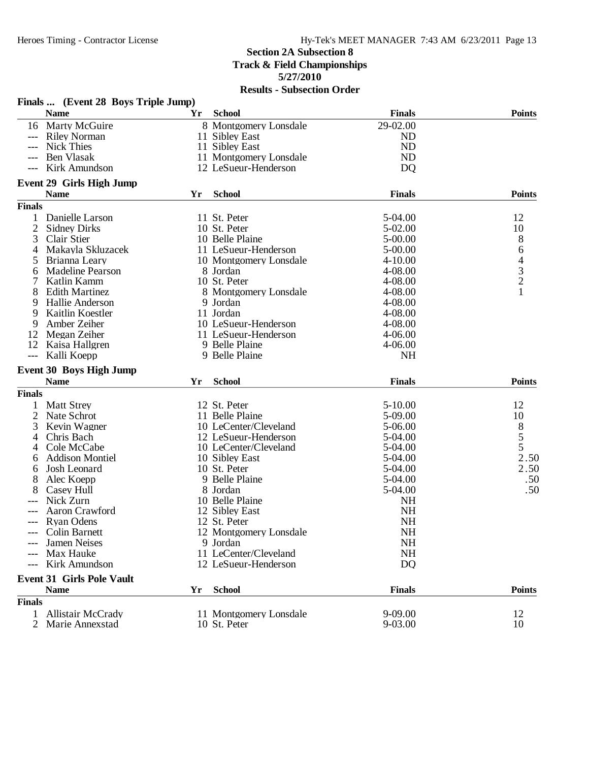## Section 2A Subsection 8
## Track & Field Championships
## 5/27/2010
## Results - Subsection Order

### Finals ... (Event 28 Boys Triple Jump)

| | Name | Yr | School | Finals | Points |
|---|---|---|---|---|---|
| 16 | Marty McGuire | 8 | Montgomery Lonsdale | 29-02.00 | |
| --- | Riley Norman | 11 | Sibley East | ND | |
| --- | Nick Thies | 11 | Sibley East | ND | |
| --- | Ben Vlasak | 11 | Montgomery Lonsdale | ND | |
| --- | Kirk Amundson | 12 | LeSueur-Henderson | DQ | |

### Event 29 Girls High Jump

| | Name | Yr | School | Finals | Points |
|---|---|---|---|---|---|
| **Finals** | | | | | |
| 1 | Danielle Larson | 11 | St. Peter | 5-04.00 | 12 |
| 2 | Sidney Dirks | 10 | St. Peter | 5-02.00 | 10 |
| 3 | Clair Stier | 10 | Belle Plaine | 5-00.00 | 8 |
| 4 | Makayla Skluzacek | 11 | LeSueur-Henderson | 5-00.00 | 6 |
| 5 | Brianna Leary | 10 | Montgomery Lonsdale | 4-10.00 | 4 |
| 6 | Madeline Pearson | 8 | Jordan | 4-08.00 | 3 |
| 7 | Katlin Kamm | 10 | St. Peter | 4-08.00 | 2 |
| 8 | Edith Martinez | 8 | Montgomery Lonsdale | 4-08.00 | 1 |
| 9 | Hallie Anderson | 9 | Jordan | 4-08.00 | |
| 9 | Kaitlin Koestler | 11 | Jordan | 4-08.00 | |
| 9 | Amber Zeiher | 10 | LeSueur-Henderson | 4-08.00 | |
| 12 | Megan Zeiher | 11 | LeSueur-Henderson | 4-06.00 | |
| 12 | Kaisa Hallgren | 9 | Belle Plaine | 4-06.00 | |
| --- | Kalli Koepp | 9 | Belle Plaine | NH | |

### Event 30 Boys High Jump

| | Name | Yr | School | Finals | Points |
|---|---|---|---|---|---|
| **Finals** | | | | | |
| 1 | Matt Strey | 12 | St. Peter | 5-10.00 | 12 |
| 2 | Nate Schrot | 11 | Belle Plaine | 5-09.00 | 10 |
| 3 | Kevin Wagner | 10 | LeCenter/Cleveland | 5-06.00 | 8 |
| 4 | Chris Bach | 12 | LeSueur-Henderson | 5-04.00 | 5 |
| 4 | Cole McCabe | 10 | LeCenter/Cleveland | 5-04.00 | 5 |
| 6 | Addison Montiel | 10 | Sibley East | 5-04.00 | 2.50 |
| 6 | Josh Leonard | 10 | St. Peter | 5-04.00 | 2.50 |
| 8 | Alec Koepp | 9 | Belle Plaine | 5-04.00 | .50 |
| 8 | Casey Hull | 8 | Jordan | 5-04.00 | .50 |
| --- | Nick Zurn | 10 | Belle Plaine | NH | |
| --- | Aaron Crawford | 12 | Sibley East | NH | |
| --- | Ryan Odens | 12 | St. Peter | NH | |
| --- | Colin Barnett | 12 | Montgomery Lonsdale | NH | |
| --- | Jamen Neises | 9 | Jordan | NH | |
| --- | Max Hauke | 11 | LeCenter/Cleveland | NH | |
| --- | Kirk Amundson | 12 | LeSueur-Henderson | DQ | |

### Event 31 Girls Pole Vault

| | Name | Yr | School | Finals | Points |
|---|---|---|---|---|---|
| **Finals** | | | | | |
| 1 | Allistair McCrady | 11 | Montgomery Lonsdale | 9-09.00 | 12 |
| 2 | Marie Annexstad | 10 | St. Peter | 9-03.00 | 10 |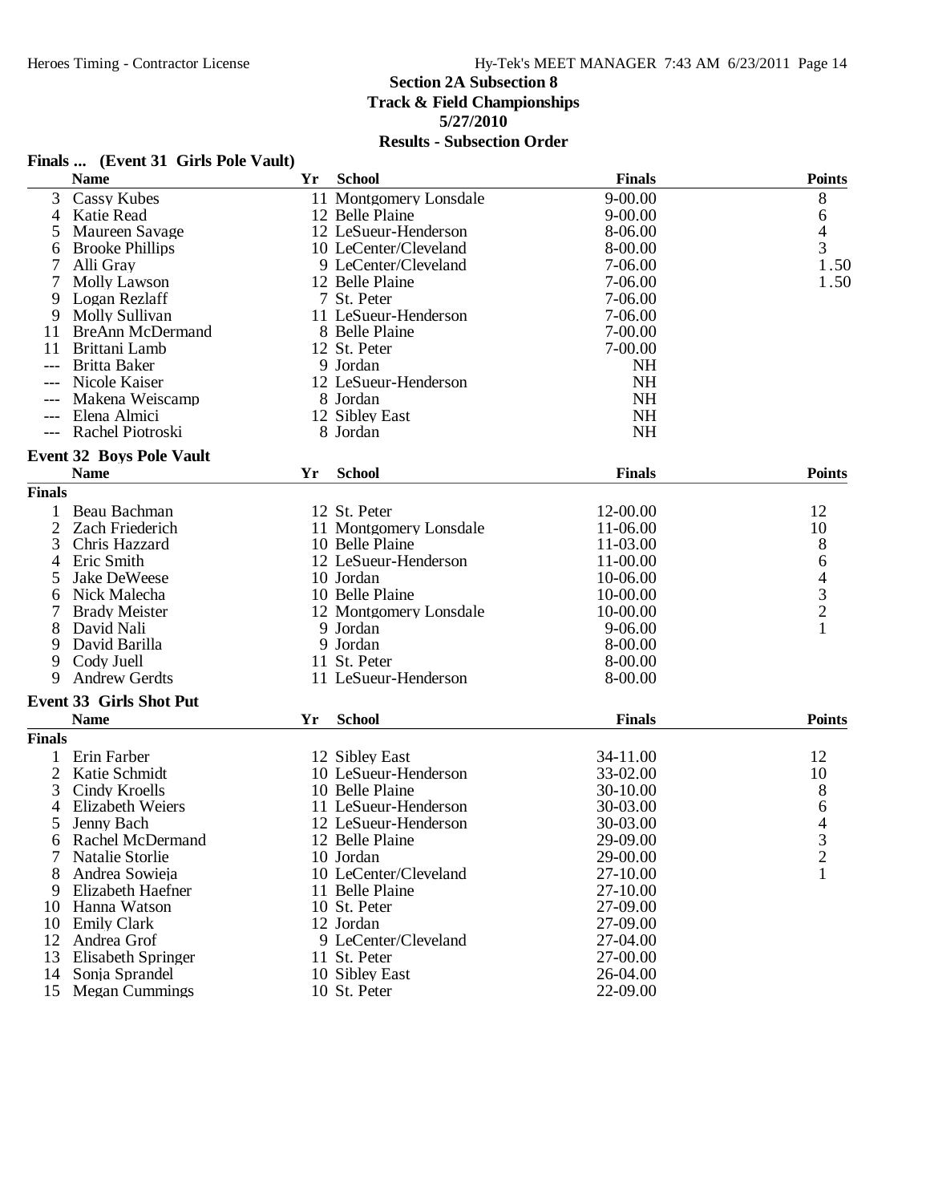## Section 2A Subsection 8
## Track & Field Championships
## 5/27/2010
## Results - Subsection Order

### Finals ... (Event 31 Girls Pole Vault)

| | Name | Yr | School | Finals | Points |
|---|---|---|---|---|---|
| 3 | Cassy Kubes | 11 | Montgomery Lonsdale | 9-00.00 | 8 |
| 4 | Katie Read | 12 | Belle Plaine | 9-00.00 | 6 |
| 5 | Maureen Savage | 12 | LeSueur-Henderson | 8-06.00 | 4 |
| 6 | Brooke Phillips | 10 | LeCenter/Cleveland | 8-00.00 | 3 |
| 7 | Alli Gray | 9 | LeCenter/Cleveland | 7-06.00 | 1.50 |
| 7 | Molly Lawson | 12 | Belle Plaine | 7-06.00 | 1.50 |
| 9 | Logan Rezlaff | 7 | St. Peter | 7-06.00 | |
| 9 | Molly Sullivan | 11 | LeSueur-Henderson | 7-06.00 | |
| 11 | BreAnn McDermand | 8 | Belle Plaine | 7-00.00 | |
| 11 | Brittani Lamb | 12 | St. Peter | 7-00.00 | |
| --- | Britta Baker | 9 | Jordan | NH | |
| --- | Nicole Kaiser | 12 | LeSueur-Henderson | NH | |
| --- | Makena Weiscamp | 8 | Jordan | NH | |
| --- | Elena Almici | 12 | Sibley East | NH | |
| --- | Rachel Piotroski | 8 | Jordan | NH | |

### Event 32 Boys Pole Vault

**Finals**

| | Name | Yr | School | Finals | Points |
|---|---|---|---|---|---|
| 1 | Beau Bachman | 12 | St. Peter | 12-00.00 | 12 |
| 2 | Zach Friederich | 11 | Montgomery Lonsdale | 11-06.00 | 10 |
| 3 | Chris Hazzard | 10 | Belle Plaine | 11-03.00 | 8 |
| 4 | Eric Smith | 12 | LeSueur-Henderson | 11-00.00 | 6 |
| 5 | Jake DeWeese | 10 | Jordan | 10-06.00 | 4 |
| 6 | Nick Malecha | 10 | Belle Plaine | 10-00.00 | 3 |
| 7 | Brady Meister | 12 | Montgomery Lonsdale | 10-00.00 | 2 |
| 8 | David Nali | 9 | Jordan | 9-06.00 | 1 |
| 9 | David Barilla | 9 | Jordan | 8-00.00 | |
| 9 | Cody Juell | 11 | St. Peter | 8-00.00 | |
| 9 | Andrew Gerdts | 11 | LeSueur-Henderson | 8-00.00 | |

### Event 33 Girls Shot Put

**Finals**

| | Name | Yr | School | Finals | Points |
|---|---|---|---|---|---|
| 1 | Erin Farber | 12 | Sibley East | 34-11.00 | 12 |
| 2 | Katie Schmidt | 10 | LeSueur-Henderson | 33-02.00 | 10 |
| 3 | Cindy Kroells | 10 | Belle Plaine | 30-10.00 | 8 |
| 4 | Elizabeth Weiers | 11 | LeSueur-Henderson | 30-03.00 | 6 |
| 5 | Jenny Bach | 12 | LeSueur-Henderson | 30-03.00 | 4 |
| 6 | Rachel McDermand | 12 | Belle Plaine | 29-09.00 | 3 |
| 7 | Natalie Storlie | 10 | Jordan | 29-00.00 | 2 |
| 8 | Andrea Sowieja | 10 | LeCenter/Cleveland | 27-10.00 | 1 |
| 9 | Elizabeth Haefner | 11 | Belle Plaine | 27-10.00 | |
| 10 | Hanna Watson | 10 | St. Peter | 27-09.00 | |
| 10 | Emily Clark | 12 | Jordan | 27-09.00 | |
| 12 | Andrea Grof | 9 | LeCenter/Cleveland | 27-04.00 | |
| 13 | Elisabeth Springer | 11 | St. Peter | 27-00.00 | |
| 14 | Sonja Sprandel | 10 | Sibley East | 26-04.00 | |
| 15 | Megan Cummings | 10 | St. Peter | 22-09.00 | |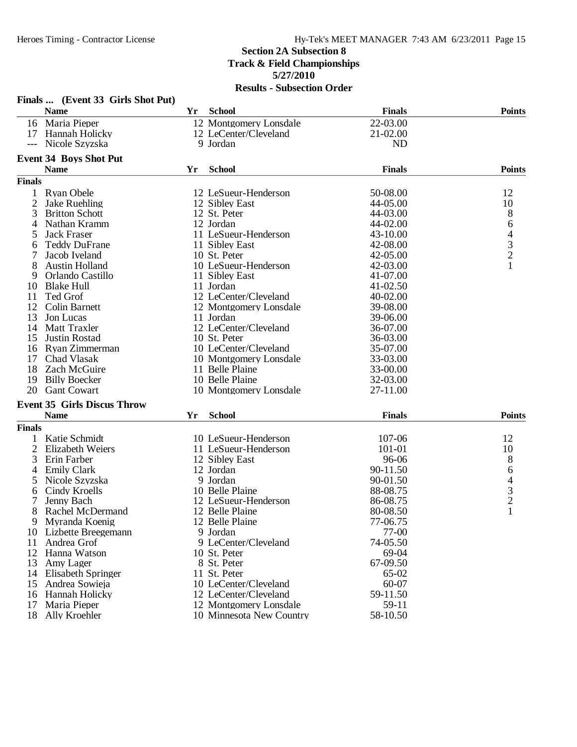## Section 2A Subsection 8
## Track & Field Championships
## 5/27/2010
## Results - Subsection Order

### Finals ... (Event 33 Girls Shot Put)

| | Name | Yr | School | Finals | Points |
|---|---|---|---|---|---|
| 16 | Maria Pieper | 12 | Montgomery Lonsdale | 22-03.00 | |
| 17 | Hannah Holicky | 12 | LeCenter/Cleveland | 21-02.00 | |
| --- | Nicole Szyzska | 9 | Jordan | ND | |

### Event 34 Boys Shot Put

| | Name | Yr | School | Finals | Points |
|---|---|---|---|---|---|
| **Finals** | | | | | |
| 1 | Ryan Obele | 12 | LeSueur-Henderson | 50-08.00 | 12 |
| 2 | Jake Ruehling | 12 | Sibley East | 44-05.00 | 10 |
| 3 | Britton Schott | 12 | St. Peter | 44-03.00 | 8 |
| 4 | Nathan Kramm | 12 | Jordan | 44-02.00 | 6 |
| 5 | Jack Fraser | 11 | LeSueur-Henderson | 43-10.00 | 4 |
| 6 | Teddy DuFrane | 11 | Sibley East | 42-08.00 | 3 |
| 7 | Jacob Iveland | 10 | St. Peter | 42-05.00 | 2 |
| 8 | Austin Holland | 10 | LeSueur-Henderson | 42-03.00 | 1 |
| 9 | Orlando Castillo | 11 | Sibley East | 41-07.00 | |
| 10 | Blake Hull | 11 | Jordan | 41-02.50 | |
| 11 | Ted Grof | 12 | LeCenter/Cleveland | 40-02.00 | |
| 12 | Colin Barnett | 12 | Montgomery Lonsdale | 39-08.00 | |
| 13 | Jon Lucas | 11 | Jordan | 39-06.00 | |
| 14 | Matt Traxler | 12 | LeCenter/Cleveland | 36-07.00 | |
| 15 | Justin Rostad | 10 | St. Peter | 36-03.00 | |
| 16 | Ryan Zimmerman | 10 | LeCenter/Cleveland | 35-07.00 | |
| 17 | Chad Vlasak | 10 | Montgomery Lonsdale | 33-03.00 | |
| 18 | Zach McGuire | 11 | Belle Plaine | 33-00.00 | |
| 19 | Billy Boecker | 10 | Belle Plaine | 32-03.00 | |
| 20 | Gant Cowart | 10 | Montgomery Lonsdale | 27-11.00 | |

### Event 35 Girls Discus Throw

| | Name | Yr | School | Finals | Points |
|---|---|---|---|---|---|
| **Finals** | | | | | |
| 1 | Katie Schmidt | 10 | LeSueur-Henderson | 107-06 | 12 |
| 2 | Elizabeth Weiers | 11 | LeSueur-Henderson | 101-01 | 10 |
| 3 | Erin Farber | 12 | Sibley East | 96-06 | 8 |
| 4 | Emily Clark | 12 | Jordan | 90-11.50 | 6 |
| 5 | Nicole Szyzska | 9 | Jordan | 90-01.50 | 4 |
| 6 | Cindy Kroells | 10 | Belle Plaine | 88-08.75 | 3 |
| 7 | Jenny Bach | 12 | LeSueur-Henderson | 86-08.75 | 2 |
| 8 | Rachel McDermand | 12 | Belle Plaine | 80-08.50 | 1 |
| 9 | Myranda Koenig | 12 | Belle Plaine | 77-06.75 | |
| 10 | Lizbette Breegemann | 9 | Jordan | 77-00 | |
| 11 | Andrea Grof | 9 | LeCenter/Cleveland | 74-05.50 | |
| 12 | Hanna Watson | 10 | St. Peter | 69-04 | |
| 13 | Amy Lager | 8 | St. Peter | 67-09.50 | |
| 14 | Elisabeth Springer | 11 | St. Peter | 65-02 | |
| 15 | Andrea Sowieja | 10 | LeCenter/Cleveland | 60-07 | |
| 16 | Hannah Holicky | 12 | LeCenter/Cleveland | 59-11.50 | |
| 17 | Maria Pieper | 12 | Montgomery Lonsdale | 59-11 | |
| 18 | Ally Kroehler | 10 | Minnesota New Country | 58-10.50 | |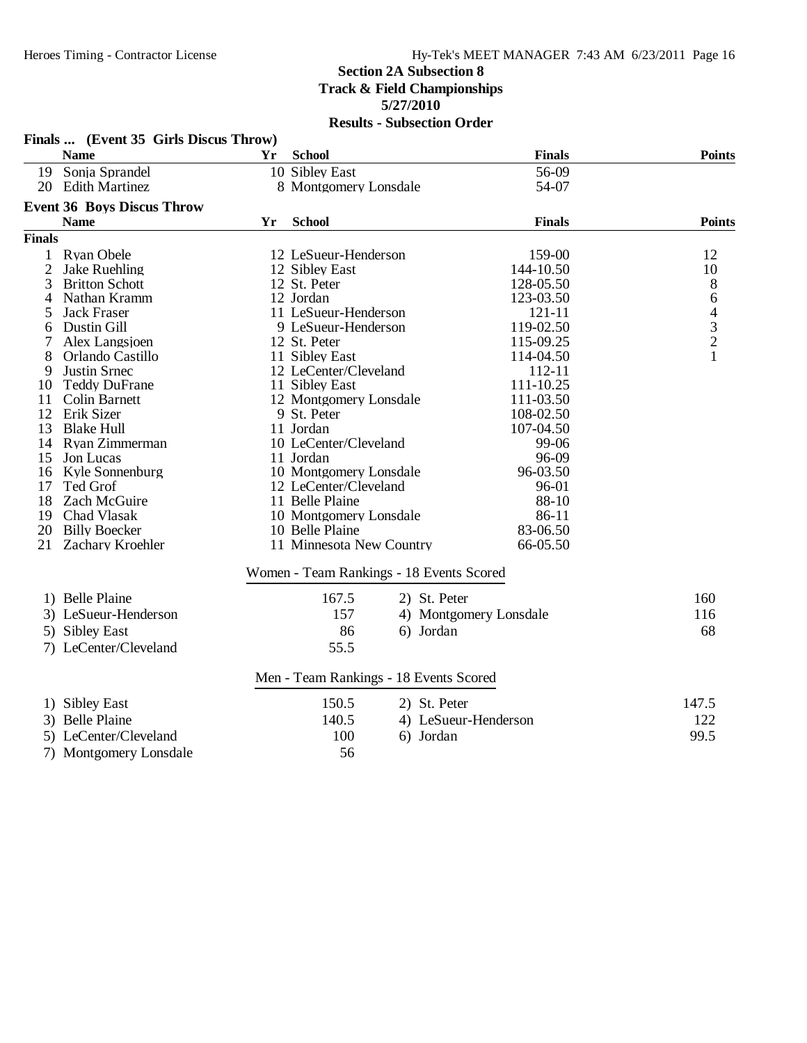## Section 2A Subsection 8
## Track & Field Championships
## 5/27/2010
## Results - Subsection Order

**Finals ... (Event 35 Girls Discus Throw)**

| | Name | Yr | School | Finals | Points |
|---|---|---|---|---|---|
| 19 | Sonja Sprandel | 10 | Sibley East | 56-09 | |
| 20 | Edith Martinez | 8 | Montgomery Lonsdale | 54-07 | |

**Event 36 Boys Discus Throw**

| | Name | Yr | School | Finals | Points |
|---|---|---|---|---|---|
| **Finals** | | | | | |
| 1 | Ryan Obele | 12 | LeSueur-Henderson | 159-00 | 12 |
| 2 | Jake Ruehling | 12 | Sibley East | 144-10.50 | 10 |
| 3 | Britton Schott | 12 | St. Peter | 128-05.50 | 8 |
| 4 | Nathan Kramm | 12 | Jordan | 123-03.50 | 6 |
| 5 | Jack Fraser | 11 | LeSueur-Henderson | 121-11 | 4 |
| 6 | Dustin Gill | 9 | LeSueur-Henderson | 119-02.50 | 3 |
| 7 | Alex Langsjoen | 12 | St. Peter | 115-09.25 | 2 |
| 8 | Orlando Castillo | 11 | Sibley East | 114-04.50 | 1 |
| 9 | Justin Srnec | 12 | LeCenter/Cleveland | 112-11 | |
| 10 | Teddy DuFrane | 11 | Sibley East | 111-10.25 | |
| 11 | Colin Barnett | 12 | Montgomery Lonsdale | 111-03.50 | |
| 12 | Erik Sizer | 9 | St. Peter | 108-02.50 | |
| 13 | Blake Hull | 11 | Jordan | 107-04.50 | |
| 14 | Ryan Zimmerman | 10 | LeCenter/Cleveland | 99-06 | |
| 15 | Jon Lucas | 11 | Jordan | 96-09 | |
| 16 | Kyle Sonnenburg | 10 | Montgomery Lonsdale | 96-03.50 | |
| 17 | Ted Grof | 12 | LeCenter/Cleveland | 96-01 | |
| 18 | Zach McGuire | 11 | Belle Plaine | 88-10 | |
| 19 | Chad Vlasak | 10 | Montgomery Lonsdale | 86-11 | |
| 20 | Billy Boecker | 10 | Belle Plaine | 83-06.50 | |
| 21 | Zachary Kroehler | 11 | Minnesota New Country | 66-05.50 | |

**Women - Team Rankings - 18 Events Scored**

| | | | |
|---|---|---|---|
| 1) Belle Plaine | 167.5 | 2) St. Peter | 160 |
| 3) LeSueur-Henderson | 157 | 4) Montgomery Lonsdale | 116 |
| 5) Sibley East | 86 | 6) Jordan | 68 |
| 7) LeCenter/Cleveland | 55.5 | | |

**Men - Team Rankings - 18 Events Scored**

| | | | |
|---|---|---|---|
| 1) Sibley East | 150.5 | 2) St. Peter | 147.5 |
| 3) Belle Plaine | 140.5 | 4) LeSueur-Henderson | 122 |
| 5) LeCenter/Cleveland | 100 | 6) Jordan | 99.5 |
| 7) Montgomery Lonsdale | 56 | | |